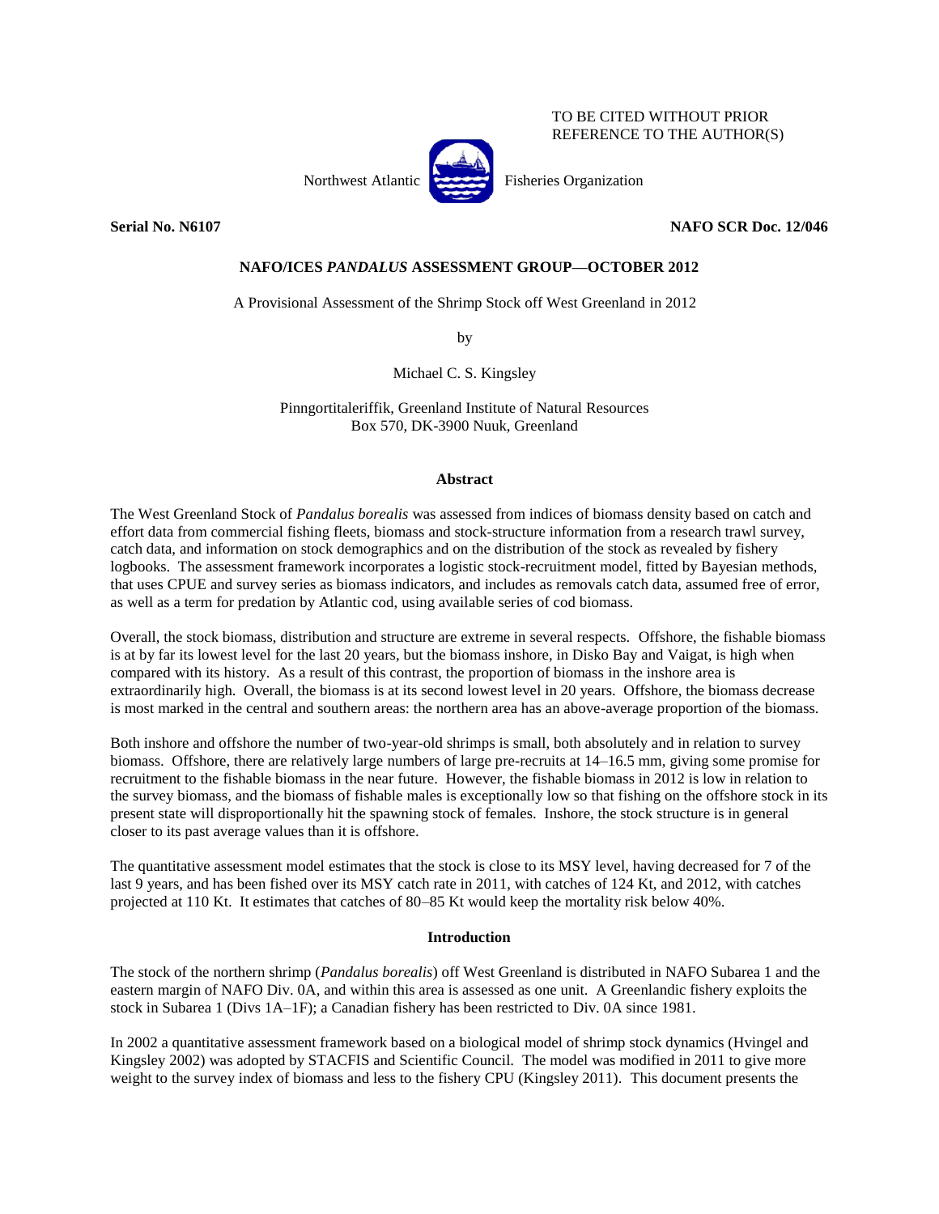TO BE CITED WITHOUT PRIOR REFERENCE TO THE AUTHOR(S)

Northwest Atlantic Fisheries Organization

**Serial No. N6107** **NAFO SCR Doc. 12/046**

## NAFO/ICES *PANDALUS* ASSESSMENT GROUP—OCTOBER 2012

A Provisional Assessment of the Shrimp Stock off West Greenland in 2012

by

Michael C. S. Kingsley

Pinngortitaleriffik, Greenland Institute of Natural Resources
Box 570, DK-3900 Nuuk, Greenland

### Abstract

The West Greenland Stock of *Pandalus borealis* was assessed from indices of biomass density based on catch and effort data from commercial fishing fleets, biomass and stock-structure information from a research trawl survey, catch data, and information on stock demographics and on the distribution of the stock as revealed by fishery logbooks. The assessment framework incorporates a logistic stock-recruitment model, fitted by Bayesian methods, that uses CPUE and survey series as biomass indicators, and includes as removals catch data, assumed free of error, as well as a term for predation by Atlantic cod, using available series of cod biomass.

Overall, the stock biomass, distribution and structure are extreme in several respects. Offshore, the fishable biomass is at by far its lowest level for the last 20 years, but the biomass inshore, in Disko Bay and Vaigat, is high when compared with its history. As a result of this contrast, the proportion of biomass in the inshore area is extraordinarily high. Overall, the biomass is at its second lowest level in 20 years. Offshore, the biomass decrease is most marked in the central and southern areas: the northern area has an above-average proportion of the biomass.

Both inshore and offshore the number of two-year-old shrimps is small, both absolutely and in relation to survey biomass. Offshore, there are relatively large numbers of large pre-recruits at 14–16.5 mm, giving some promise for recruitment to the fishable biomass in the near future. However, the fishable biomass in 2012 is low in relation to the survey biomass, and the biomass of fishable males is exceptionally low so that fishing on the offshore stock in its present state will disproportionally hit the spawning stock of females. Inshore, the stock structure is in general closer to its past average values than it is offshore.

The quantitative assessment model estimates that the stock is close to its MSY level, having decreased for 7 of the last 9 years, and has been fished over its MSY catch rate in 2011, with catches of 124 Kt, and 2012, with catches projected at 110 Kt. It estimates that catches of 80–85 Kt would keep the mortality risk below 40%.

### Introduction

The stock of the northern shrimp (*Pandalus borealis*) off West Greenland is distributed in NAFO Subarea 1 and the eastern margin of NAFO Div. 0A, and within this area is assessed as one unit. A Greenlandic fishery exploits the stock in Subarea 1 (Divs 1A–1F); a Canadian fishery has been restricted to Div. 0A since 1981.

In 2002 a quantitative assessment framework based on a biological model of shrimp stock dynamics (Hvingel and Kingsley 2002) was adopted by STACFIS and Scientific Council. The model was modified in 2011 to give more weight to the survey index of biomass and less to the fishery CPU (Kingsley 2011). This document presents the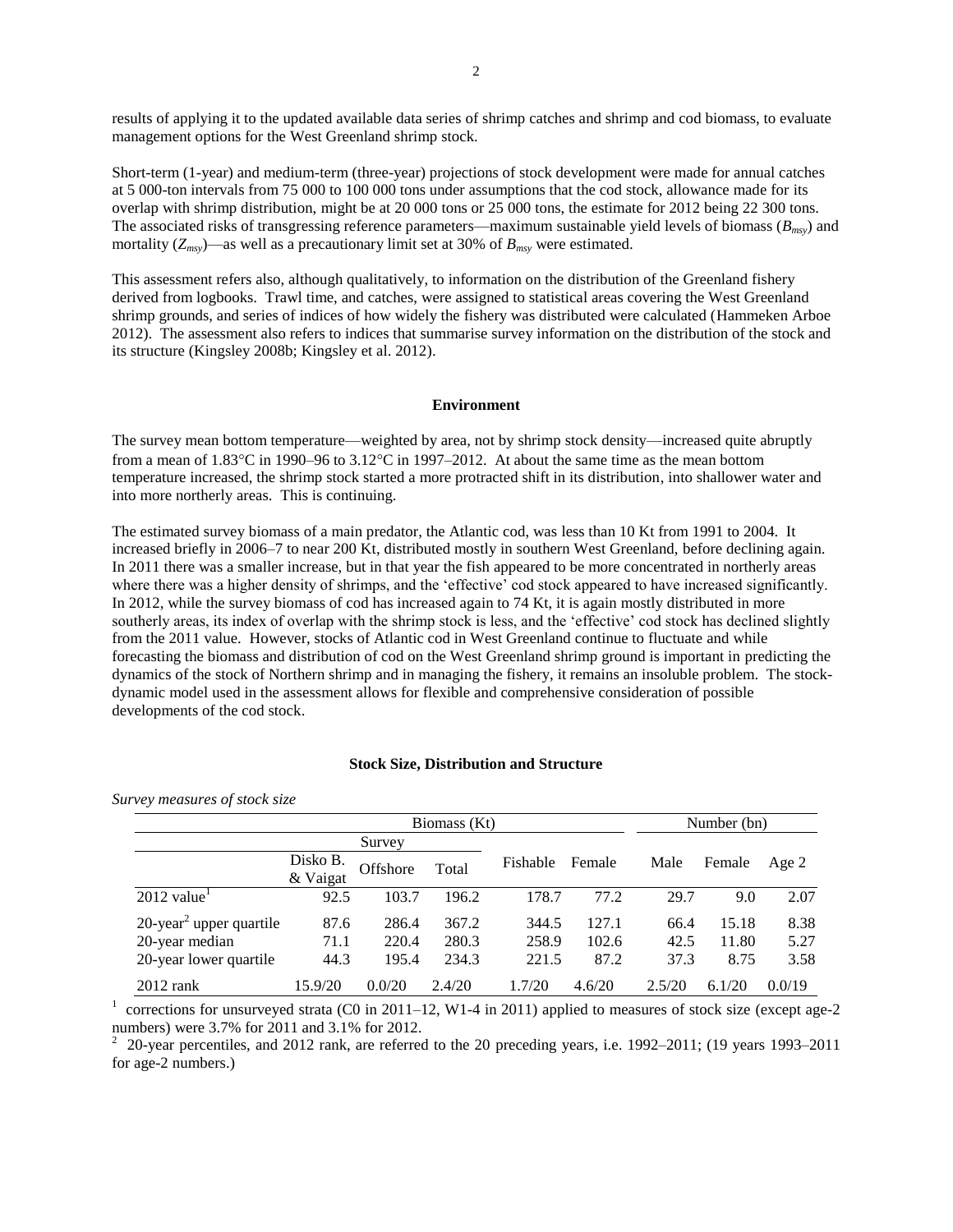results of applying it to the updated available data series of shrimp catches and shrimp and cod biomass, to evaluate management options for the West Greenland shrimp stock.

Short-term (1-year) and medium-term (three-year) projections of stock development were made for annual catches at 5 000-ton intervals from 75 000 to 100 000 tons under assumptions that the cod stock, allowance made for its overlap with shrimp distribution, might be at 20 000 tons or 25 000 tons, the estimate for 2012 being 22 300 tons. The associated risks of transgressing reference parameters—maximum sustainable yield levels of biomass ($B_{msy}$) and mortality ($Z_{msy}$)—as well as a precautionary limit set at 30% of $B_{msy}$ were estimated.

This assessment refers also, although qualitatively, to information on the distribution of the Greenland fishery derived from logbooks. Trawl time, and catches, were assigned to statistical areas covering the West Greenland shrimp grounds, and series of indices of how widely the fishery was distributed were calculated (Hammeken Arboe 2012). The assessment also refers to indices that summarise survey information on the distribution of the stock and its structure (Kingsley 2008b; Kingsley et al. 2012).

## Environment

The survey mean bottom temperature—weighted by area, not by shrimp stock density—increased quite abruptly from a mean of 1.83°C in 1990–96 to 3.12°C in 1997–2012. At about the same time as the mean bottom temperature increased, the shrimp stock started a more protracted shift in its distribution, into shallower water and into more northerly areas. This is continuing.

The estimated survey biomass of a main predator, the Atlantic cod, was less than 10 Kt from 1991 to 2004. It increased briefly in 2006–7 to near 200 Kt, distributed mostly in southern West Greenland, before declining again. In 2011 there was a smaller increase, but in that year the fish appeared to be more concentrated in northerly areas where there was a higher density of shrimps, and the 'effective' cod stock appeared to have increased significantly. In 2012, while the survey biomass of cod has increased again to 74 Kt, it is again mostly distributed in more southerly areas, its index of overlap with the shrimp stock is less, and the 'effective' cod stock has declined slightly from the 2011 value. However, stocks of Atlantic cod in West Greenland continue to fluctuate and while forecasting the biomass and distribution of cod on the West Greenland shrimp ground is important in predicting the dynamics of the stock of Northern shrimp and in managing the fishery, it remains an insoluble problem. The stock-dynamic model used in the assessment allows for flexible and comprehensive consideration of possible developments of the cod stock.

## Stock Size, Distribution and Structure

*Survey measures of stock size*

| | Biomass (Kt) | | | | | Number (bn) | | |
|---|---|---|---|---|---|---|---|---|
| | Survey | | | | | | | |
| | Disko B. & Vaigat | Offshore | Total | Fishable | Female | Male | Female | Age 2 |
| 2012 value[1] | 92.5 | 103.7 | 196.2 | 178.7 | 77.2 | 29.7 | 9.0 | 2.07 |
| 20-year[2] upper quartile | 87.6 | 286.4 | 367.2 | 344.5 | 127.1 | 66.4 | 15.18 | 8.38 |
| 20-year median | 71.1 | 220.4 | 280.3 | 258.9 | 102.6 | 42.5 | 11.80 | 5.27 |
| 20-year lower quartile | 44.3 | 195.4 | 234.3 | 221.5 | 87.2 | 37.3 | 8.75 | 3.58 |
| 2012 rank | 15.9/20 | 0.0/20 | 2.4/20 | 1.7/20 | 4.6/20 | 2.5/20 | 6.1/20 | 0.0/19 |

[1] corrections for unsurveyed strata (C0 in 2011–12, W1-4 in 2011) applied to measures of stock size (except age-2 numbers) were 3.7% for 2011 and 3.1% for 2012.

[2] 20-year percentiles, and 2012 rank, are referred to the 20 preceding years, i.e. 1992–2011; (19 years 1993–2011 for age-2 numbers.)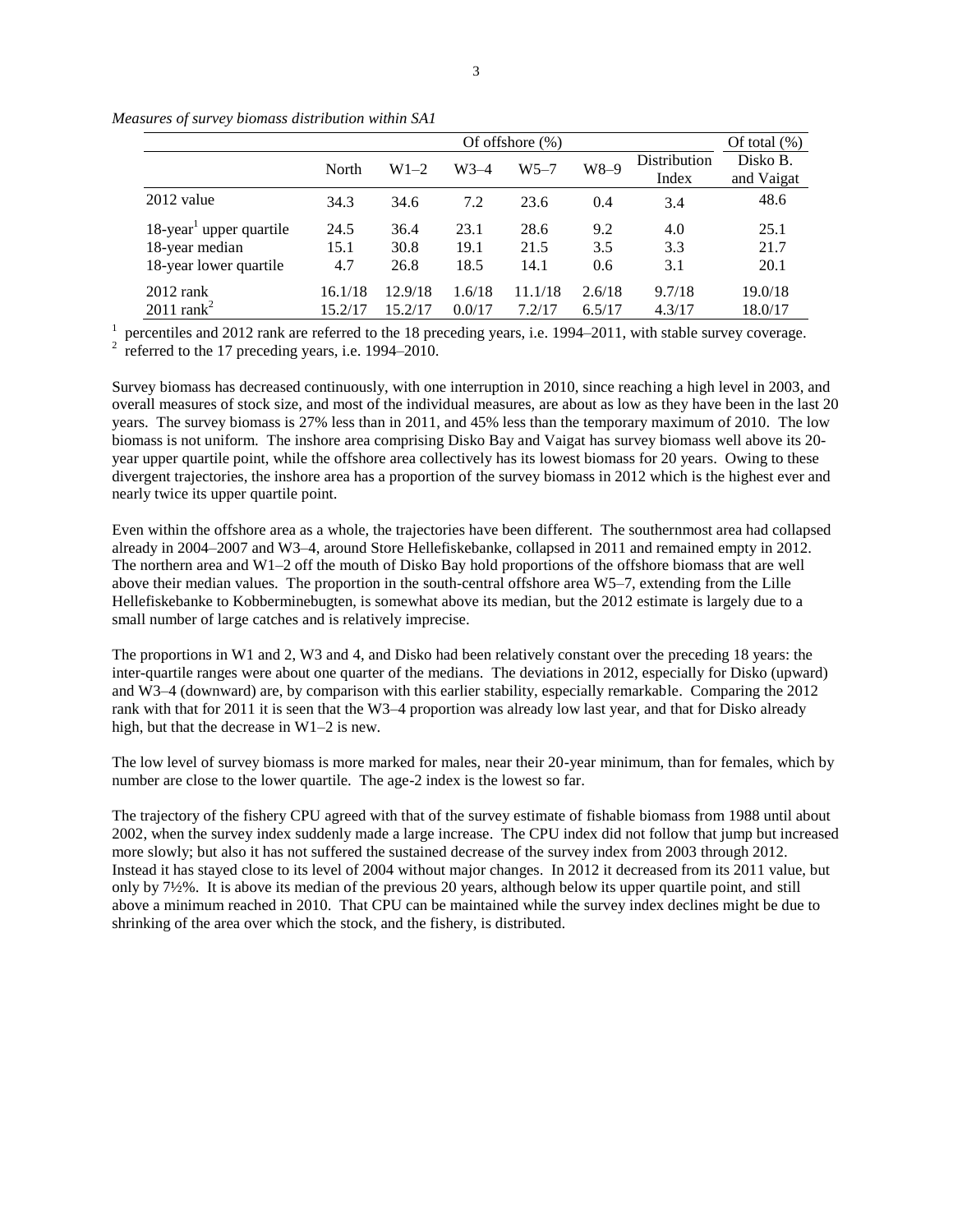*Measures of survey biomass distribution within SA1*

| | Of offshore (%) | | | | | | Of total (%) |
|---|---|---|---|---|---|---|---|
| | North | W1–2 | W3–4 | W5–7 | W8–9 | Distribution Index | Disko B. and Vaigat |
| 2012 value | 34.3 | 34.6 | 7.2 | 23.6 | 0.4 | 3.4 | 48.6 |
| 18-year[1] upper quartile | 24.5 | 36.4 | 23.1 | 28.6 | 9.2 | 4.0 | 25.1 |
| 18-year median | 15.1 | 30.8 | 19.1 | 21.5 | 3.5 | 3.3 | 21.7 |
| 18-year lower quartile | 4.7 | 26.8 | 18.5 | 14.1 | 0.6 | 3.1 | 20.1 |
| 2012 rank | 16.1/18 | 12.9/18 | 1.6/18 | 11.1/18 | 2.6/18 | 9.7/18 | 19.0/18 |
| 2011 rank[2] | 15.2/17 | 15.2/17 | 0.0/17 | 7.2/17 | 6.5/17 | 4.3/17 | 18.0/17 |

[1] percentiles and 2012 rank are referred to the 18 preceding years, i.e. 1994–2011, with stable survey coverage.
[2] referred to the 17 preceding years, i.e. 1994–2010.

Survey biomass has decreased continuously, with one interruption in 2010, since reaching a high level in 2003, and overall measures of stock size, and most of the individual measures, are about as low as they have been in the last 20 years. The survey biomass is 27% less than in 2011, and 45% less than the temporary maximum of 2010. The low biomass is not uniform. The inshore area comprising Disko Bay and Vaigat has survey biomass well above its 20-year upper quartile point, while the offshore area collectively has its lowest biomass for 20 years. Owing to these divergent trajectories, the inshore area has a proportion of the survey biomass in 2012 which is the highest ever and nearly twice its upper quartile point.

Even within the offshore area as a whole, the trajectories have been different. The southernmost area had collapsed already in 2004–2007 and W3–4, around Store Hellefiskebanke, collapsed in 2011 and remained empty in 2012. The northern area and W1–2 off the mouth of Disko Bay hold proportions of the offshore biomass that are well above their median values. The proportion in the south-central offshore area W5–7, extending from the Lille Hellefiskebanke to Kobberminebugten, is somewhat above its median, but the 2012 estimate is largely due to a small number of large catches and is relatively imprecise.

The proportions in W1 and 2, W3 and 4, and Disko had been relatively constant over the preceding 18 years: the inter-quartile ranges were about one quarter of the medians. The deviations in 2012, especially for Disko (upward) and W3–4 (downward) are, by comparison with this earlier stability, especially remarkable. Comparing the 2012 rank with that for 2011 it is seen that the W3–4 proportion was already low last year, and that for Disko already high, but that the decrease in W1–2 is new.

The low level of survey biomass is more marked for males, near their 20-year minimum, than for females, which by number are close to the lower quartile. The age-2 index is the lowest so far.

The trajectory of the fishery CPU agreed with that of the survey estimate of fishable biomass from 1988 until about 2002, when the survey index suddenly made a large increase. The CPU index did not follow that jump but increased more slowly; but also it has not suffered the sustained decrease of the survey index from 2003 through 2012. Instead it has stayed close to its level of 2004 without major changes. In 2012 it decreased from its 2011 value, but only by 7½%. It is above its median of the previous 20 years, although below its upper quartile point, and still above a minimum reached in 2010. That CPU can be maintained while the survey index declines might be due to shrinking of the area over which the stock, and the fishery, is distributed.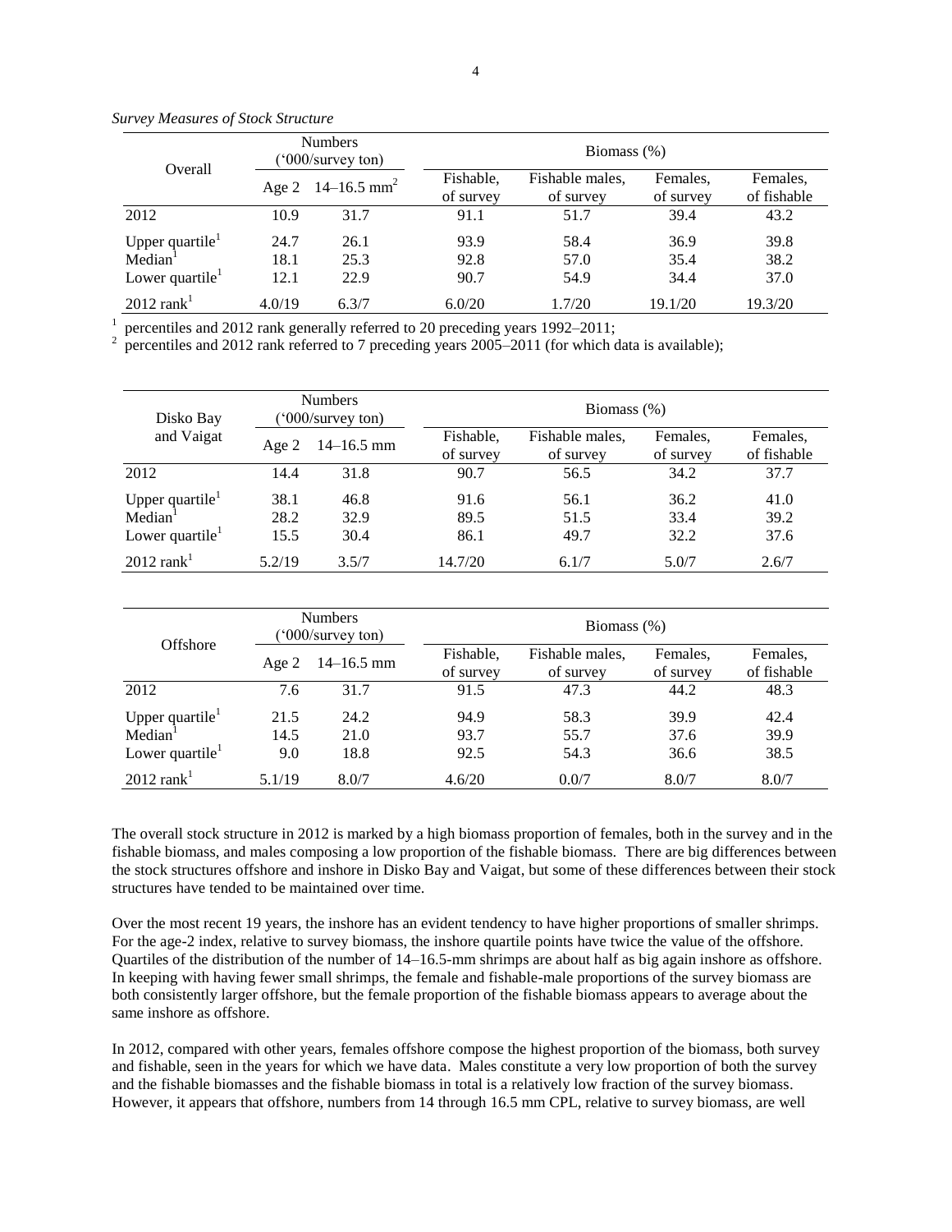*Survey Measures of Stock Structure*

| Overall | Numbers ('000/survey ton) | | Biomass (%) | | | |
|---|---|---|---|---|---|---|
| | Age 2 | 14–16.5 mm[2] | Fishable, of survey | Fishable males, of survey | Females, of survey | Females, of fishable |
| 2012 | 10.9 | 31.7 | 91.1 | 51.7 | 39.4 | 43.2 |
| Upper quartile[1] | 24.7 | 26.1 | 93.9 | 58.4 | 36.9 | 39.8 |
| Median[1] | 18.1 | 25.3 | 92.8 | 57.0 | 35.4 | 38.2 |
| Lower quartile[1] | 12.1 | 22.9 | 90.7 | 54.9 | 34.4 | 37.0 |
| 2012 rank[1] | 4.0/19 | 6.3/7 | 6.0/20 | 1.7/20 | 19.1/20 | 19.3/20 |

[1] percentiles and 2012 rank generally referred to 20 preceding years 1992–2011;
[2] percentiles and 2012 rank referred to 7 preceding years 2005–2011 (for which data is available);

| Disko Bay and Vaigat | Numbers ('000/survey ton) | | Biomass (%) | | | |
|---|---|---|---|---|---|---|
| | Age 2 | 14–16.5 mm | Fishable, of survey | Fishable males, of survey | Females, of survey | Females, of fishable |
| 2012 | 14.4 | 31.8 | 90.7 | 56.5 | 34.2 | 37.7 |
| Upper quartile[1] | 38.1 | 46.8 | 91.6 | 56.1 | 36.2 | 41.0 |
| Median[1] | 28.2 | 32.9 | 89.5 | 51.5 | 33.4 | 39.2 |
| Lower quartile[1] | 15.5 | 30.4 | 86.1 | 49.7 | 32.2 | 37.6 |
| 2012 rank[1] | 5.2/19 | 3.5/7 | 14.7/20 | 6.1/7 | 5.0/7 | 2.6/7 |

| Offshore | Numbers ('000/survey ton) | | Biomass (%) | | | |
|---|---|---|---|---|---|---|
| | Age 2 | 14–16.5 mm | Fishable, of survey | Fishable males, of survey | Females, of survey | Females, of fishable |
| 2012 | 7.6 | 31.7 | 91.5 | 47.3 | 44.2 | 48.3 |
| Upper quartile[1] | 21.5 | 24.2 | 94.9 | 58.3 | 39.9 | 42.4 |
| Median[1] | 14.5 | 21.0 | 93.7 | 55.7 | 37.6 | 39.9 |
| Lower quartile[1] | 9.0 | 18.8 | 92.5 | 54.3 | 36.6 | 38.5 |
| 2012 rank[1] | 5.1/19 | 8.0/7 | 4.6/20 | 0.0/7 | 8.0/7 | 8.0/7 |

The overall stock structure in 2012 is marked by a high biomass proportion of females, both in the survey and in the fishable biomass, and males composing a low proportion of the fishable biomass. There are big differences between the stock structures offshore and inshore in Disko Bay and Vaigat, but some of these differences between their stock structures have tended to be maintained over time.

Over the most recent 19 years, the inshore has an evident tendency to have higher proportions of smaller shrimps. For the age-2 index, relative to survey biomass, the inshore quartile points have twice the value of the offshore. Quartiles of the distribution of the number of 14–16.5-mm shrimps are about half as big again inshore as offshore. In keeping with having fewer small shrimps, the female and fishable-male proportions of the survey biomass are both consistently larger offshore, but the female proportion of the fishable biomass appears to average about the same inshore as offshore.

In 2012, compared with other years, females offshore compose the highest proportion of the biomass, both survey and fishable, seen in the years for which we have data. Males constitute a very low proportion of both the survey and the fishable biomasses and the fishable biomass in total is a relatively low fraction of the survey biomass. However, it appears that offshore, numbers from 14 through 16.5 mm CPL, relative to survey biomass, are well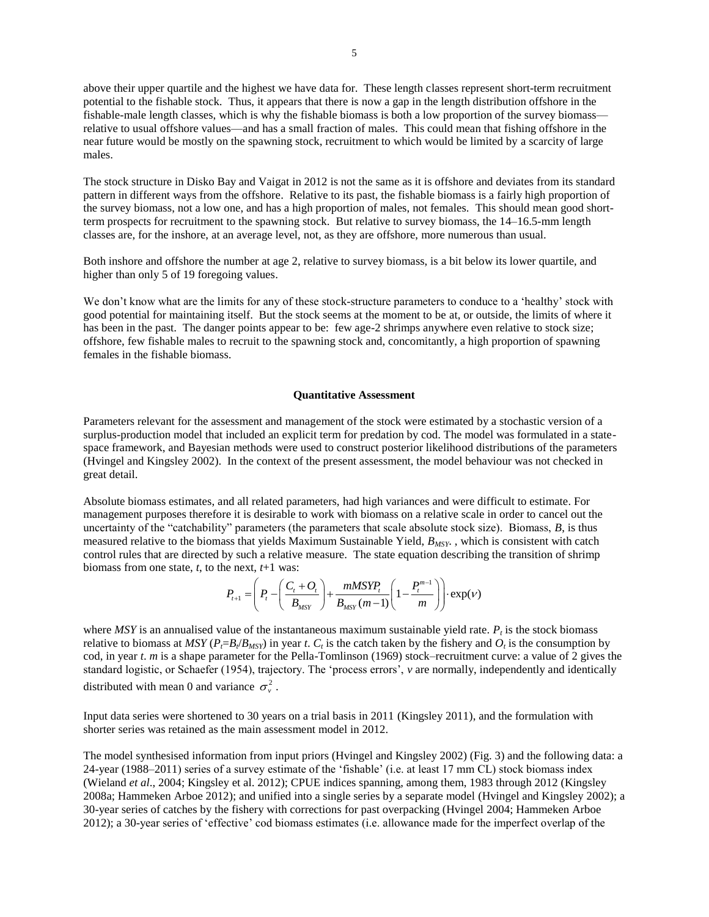above their upper quartile and the highest we have data for. These length classes represent short-term recruitment potential to the fishable stock. Thus, it appears that there is now a gap in the length distribution offshore in the fishable-male length classes, which is why the fishable biomass is both a low proportion of the survey biomass—relative to usual offshore values—and has a small fraction of males. This could mean that fishing offshore in the near future would be mostly on the spawning stock, recruitment to which would be limited by a scarcity of large males.

The stock structure in Disko Bay and Vaigat in 2012 is not the same as it is offshore and deviates from its standard pattern in different ways from the offshore. Relative to its past, the fishable biomass is a fairly high proportion of the survey biomass, not a low one, and has a high proportion of males, not females. This should mean good short-term prospects for recruitment to the spawning stock. But relative to survey biomass, the 14–16.5-mm length classes are, for the inshore, at an average level, not, as they are offshore, more numerous than usual.

Both inshore and offshore the number at age 2, relative to survey biomass, is a bit below its lower quartile, and higher than only 5 of 19 foregoing values.

We don't know what are the limits for any of these stock-structure parameters to conduce to a 'healthy' stock with good potential for maintaining itself. But the stock seems at the moment to be at, or outside, the limits of where it has been in the past. The danger points appear to be: few age-2 shrimps anywhere even relative to stock size; offshore, few fishable males to recruit to the spawning stock and, concomitantly, a high proportion of spawning females in the fishable biomass.

## Quantitative Assessment

Parameters relevant for the assessment and management of the stock were estimated by a stochastic version of a surplus-production model that included an explicit term for predation by cod. The model was formulated in a state-space framework, and Bayesian methods were used to construct posterior likelihood distributions of the parameters (Hvingel and Kingsley 2002). In the context of the present assessment, the model behaviour was not checked in great detail.

Absolute biomass estimates, and all related parameters, had high variances and were difficult to estimate. For management purposes therefore it is desirable to work with biomass on a relative scale in order to cancel out the uncertainty of the "catchability" parameters (the parameters that scale absolute stock size). Biomass, $B$, is thus measured relative to the biomass that yields Maximum Sustainable Yield, $B_{MSY}$. , which is consistent with catch control rules that are directed by such a relative measure. The state equation describing the transition of shrimp biomass from one state, $t$, to the next, $t$+1 was:

$$P_{t+1} = \left( P_t - \left( \frac{C_t + O_t}{B_{MSY}} \right) + \frac{mMSYP_t}{B_{MSY}(m-1)} \left( 1 - \frac{P_t^{m-1}}{m} \right) \right) \cdot \exp(\nu)$$

where $MSY$ is an annualised value of the instantaneous maximum sustainable yield rate. $P_t$ is the stock biomass relative to biomass at $MSY$ ($P_t = B_t/B_{MSY}$) in year $t$. $C_t$ is the catch taken by the fishery and $O_t$ is the consumption by cod, in year $t$. $m$ is a shape parameter for the Pella-Tomlinson (1969) stock–recruitment curve: a value of 2 gives the standard logistic, or Schaefer (1954), trajectory. The 'process errors', $\nu$ are normally, independently and identically distributed with mean 0 and variance $\sigma_\nu^2$ .

Input data series were shortened to 30 years on a trial basis in 2011 (Kingsley 2011), and the formulation with shorter series was retained as the main assessment model in 2012.

The model synthesised information from input priors (Hvingel and Kingsley 2002) (Fig. 3) and the following data: a 24-year (1988–2011) series of a survey estimate of the 'fishable' (i.e. at least 17 mm CL) stock biomass index (Wieland *et al*., 2004; Kingsley et al. 2012); CPUE indices spanning, among them, 1983 through 2012 (Kingsley 2008a; Hammeken Arboe 2012); and unified into a single series by a separate model (Hvingel and Kingsley 2002); a 30-year series of catches by the fishery with corrections for past overpacking (Hvingel 2004; Hammeken Arboe 2012); a 30-year series of 'effective' cod biomass estimates (i.e. allowance made for the imperfect overlap of the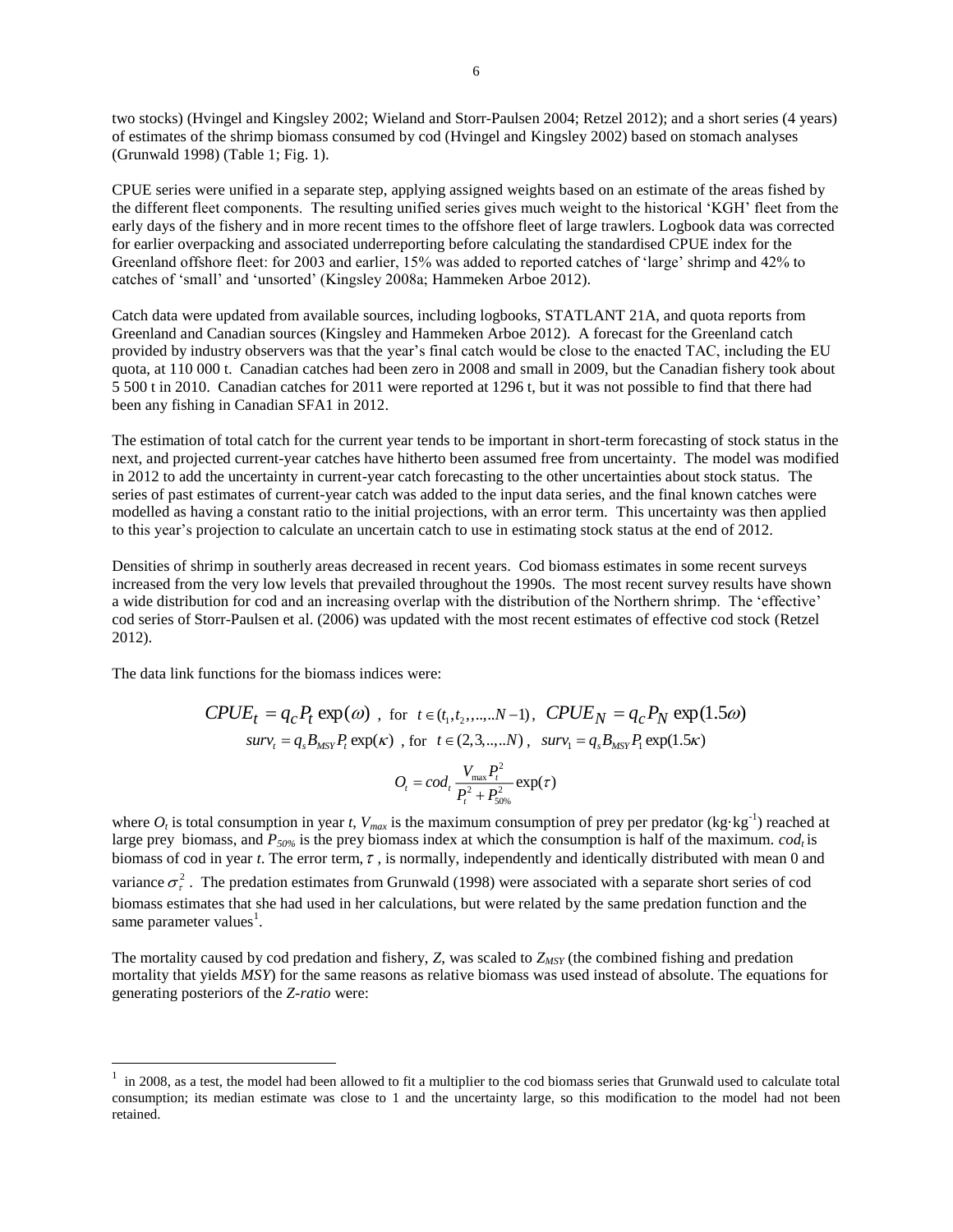two stocks) (Hvingel and Kingsley 2002; Wieland and Storr-Paulsen 2004; Retzel 2012); and a short series (4 years) of estimates of the shrimp biomass consumed by cod (Hvingel and Kingsley 2002) based on stomach analyses (Grunwald 1998) (Table 1; Fig. 1).

CPUE series were unified in a separate step, applying assigned weights based on an estimate of the areas fished by the different fleet components. The resulting unified series gives much weight to the historical 'KGH' fleet from the early days of the fishery and in more recent times to the offshore fleet of large trawlers. Logbook data was corrected for earlier overpacking and associated underreporting before calculating the standardised CPUE index for the Greenland offshore fleet: for 2003 and earlier, 15% was added to reported catches of 'large' shrimp and 42% to catches of 'small' and 'unsorted' (Kingsley 2008a; Hammeken Arboe 2012).

Catch data were updated from available sources, including logbooks, STATLANT 21A, and quota reports from Greenland and Canadian sources (Kingsley and Hammeken Arboe 2012). A forecast for the Greenland catch provided by industry observers was that the year's final catch would be close to the enacted TAC, including the EU quota, at 110 000 t. Canadian catches had been zero in 2008 and small in 2009, but the Canadian fishery took about 5 500 t in 2010. Canadian catches for 2011 were reported at 1296 t, but it was not possible to find that there had been any fishing in Canadian SFA1 in 2012.

The estimation of total catch for the current year tends to be important in short-term forecasting of stock status in the next, and projected current-year catches have hitherto been assumed free from uncertainty. The model was modified in 2012 to add the uncertainty in current-year catch forecasting to the other uncertainties about stock status. The series of past estimates of current-year catch was added to the input data series, and the final known catches were modelled as having a constant ratio to the initial projections, with an error term. This uncertainty was then applied to this year's projection to calculate an uncertain catch to use in estimating stock status at the end of 2012.

Densities of shrimp in southerly areas decreased in recent years. Cod biomass estimates in some recent surveys increased from the very low levels that prevailed throughout the 1990s. The most recent survey results have shown a wide distribution for cod and an increasing overlap with the distribution of the Northern shrimp. The 'effective' cod series of Storr-Paulsen et al. (2006) was updated with the most recent estimates of effective cod stock (Retzel 2012).

The data link functions for the biomass indices were:

$$CPUE_t = q_c P_t \exp(\omega) \ , \ \text{for} \ \ t \in (t_1, t_2, ,.., N-1), \ \ CPUE_N = q_c P_N \exp(1.5\omega)$$

$$surv_t = q_s B_{MSY} P_t \exp(\kappa) \ , \ \text{for} \ \ t \in (2, 3, .., N), \ \ surv_1 = q_s B_{MSY} P_1 \exp(1.5\kappa)$$

$$O_t = cod_t \frac{V_{\max} P_t^2}{P_t^2 + P_{50\%}^2} \exp(\tau)$$

where $O_t$ is total consumption in year $t$, $V_{max}$ is the maximum consumption of prey per predator (kg·kg$^{-1}$) reached at large prey biomass, and $P_{50\%}$ is the prey biomass index at which the consumption is half of the maximum. $cod_t$ is biomass of cod in year $t$. The error term, $\tau$, is normally, independently and identically distributed with mean 0 and variance $\sigma_\tau^2$. The predation estimates from Grunwald (1998) were associated with a separate short series of cod biomass estimates that she had used in her calculations, but were related by the same predation function and the same parameter values[1].

The mortality caused by cod predation and fishery, $Z$, was scaled to $Z_{MSY}$ (the combined fishing and predation mortality that yields $MSY$) for the same reasons as relative biomass was used instead of absolute. The equations for generating posteriors of the *Z-ratio* were:

---

[1] in 2008, as a test, the model had been allowed to fit a multiplier to the cod biomass series that Grunwald used to calculate total consumption; its median estimate was close to 1 and the uncertainty large, so this modification to the model had not been retained.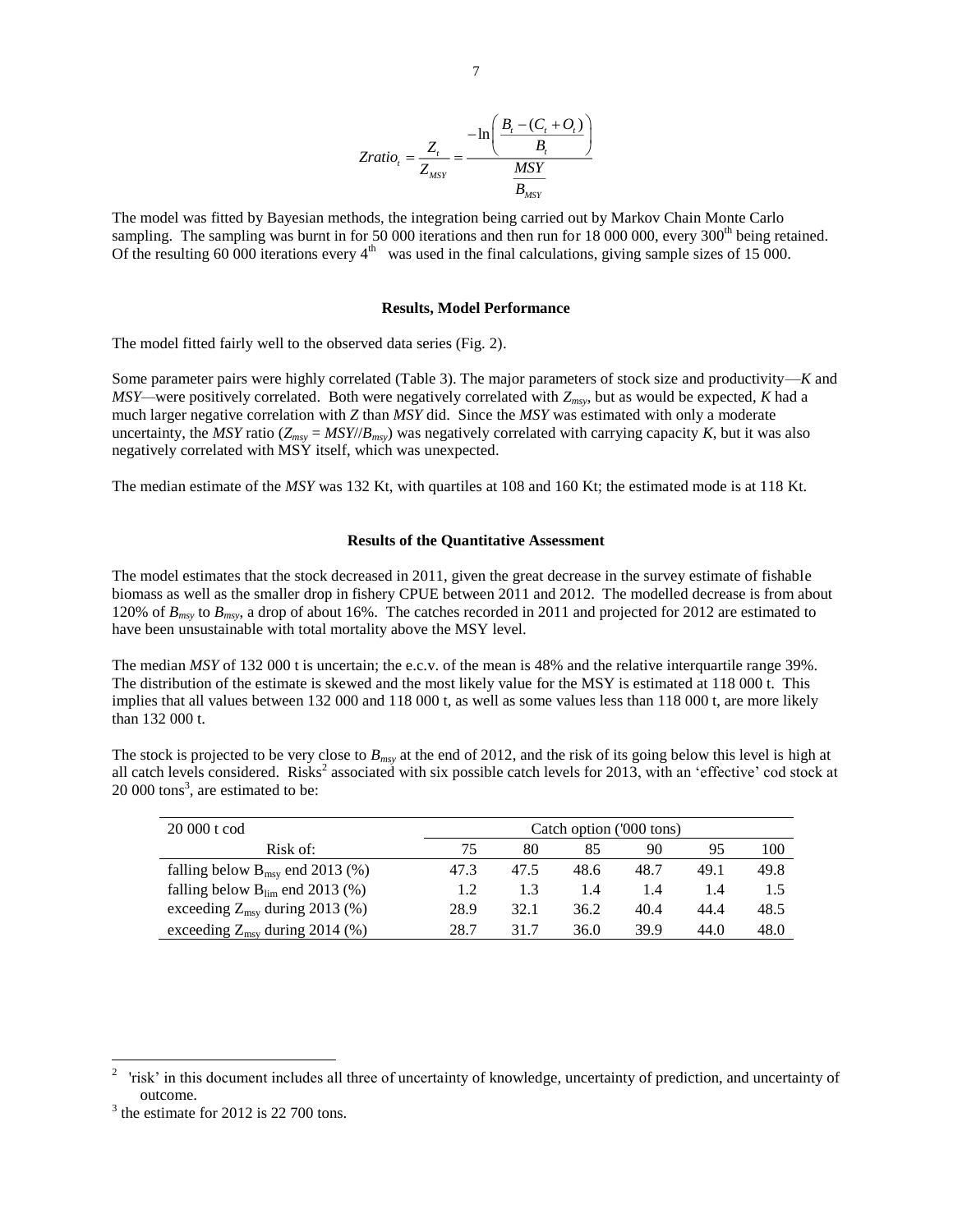$$Zratio_t = \frac{Z_t}{Z_{MSY}} = \frac{-\ln\left(\frac{B_t - (C_t + O_t)}{B_t}\right)}{\frac{MSY}{B_{MSY}}}$$

The model was fitted by Bayesian methods, the integration being carried out by Markov Chain Monte Carlo sampling. The sampling was burnt in for 50 000 iterations and then run for 18 000 000, every 300th being retained. Of the resulting 60 000 iterations every 4th was used in the final calculations, giving sample sizes of 15 000.

### Results, Model Performance

The model fitted fairly well to the observed data series (Fig. 2).

Some parameter pairs were highly correlated (Table 3). The major parameters of stock size and productivity—*K* and *MSY*—were positively correlated. Both were negatively correlated with $Z_{msy}$, but as would be expected, *K* had a much larger negative correlation with *Z* than *MSY* did. Since the *MSY* was estimated with only a moderate uncertainty, the *MSY* ratio ($Z_{msy} = MSY//B_{msy}$) was negatively correlated with carrying capacity *K*, but it was also negatively correlated with MSY itself, which was unexpected.

The median estimate of the *MSY* was 132 Kt, with quartiles at 108 and 160 Kt; the estimated mode is at 118 Kt.

### Results of the Quantitative Assessment

The model estimates that the stock decreased in 2011, given the great decrease in the survey estimate of fishable biomass as well as the smaller drop in fishery CPUE between 2011 and 2012. The modelled decrease is from about 120% of $B_{msy}$ to $B_{msy}$, a drop of about 16%. The catches recorded in 2011 and projected for 2012 are estimated to have been unsustainable with total mortality above the MSY level.

The median *MSY* of 132 000 t is uncertain; the e.c.v. of the mean is 48% and the relative interquartile range 39%. The distribution of the estimate is skewed and the most likely value for the MSY is estimated at 118 000 t. This implies that all values between 132 000 and 118 000 t, as well as some values less than 118 000 t, are more likely than 132 000 t.

The stock is projected to be very close to $B_{msy}$ at the end of 2012, and the risk of its going below this level is high at all catch levels considered. Risks[2] associated with six possible catch levels for 2013, with an 'effective' cod stock at 20 000 tons[3], are estimated to be:

| 20 000 t cod | Catch option ('000 tons) | | | | | |
|---|---|---|---|---|---|---|
| Risk of: | 75 | 80 | 85 | 90 | 95 | 100 |
| falling below $B_{msy}$ end 2013 (%) | 47.3 | 47.5 | 48.6 | 48.7 | 49.1 | 49.8 |
| falling below $B_{lim}$ end 2013 (%) | 1.2 | 1.3 | 1.4 | 1.4 | 1.4 | 1.5 |
| exceeding $Z_{msy}$ during 2013 (%) | 28.9 | 32.1 | 36.2 | 40.4 | 44.4 | 48.5 |
| exceeding $Z_{msy}$ during 2014 (%) | 28.7 | 31.7 | 36.0 | 39.9 | 44.0 | 48.0 |

[2] 'risk' in this document includes all three of uncertainty of knowledge, uncertainty of prediction, and uncertainty of outcome.

[3] the estimate for 2012 is 22 700 tons.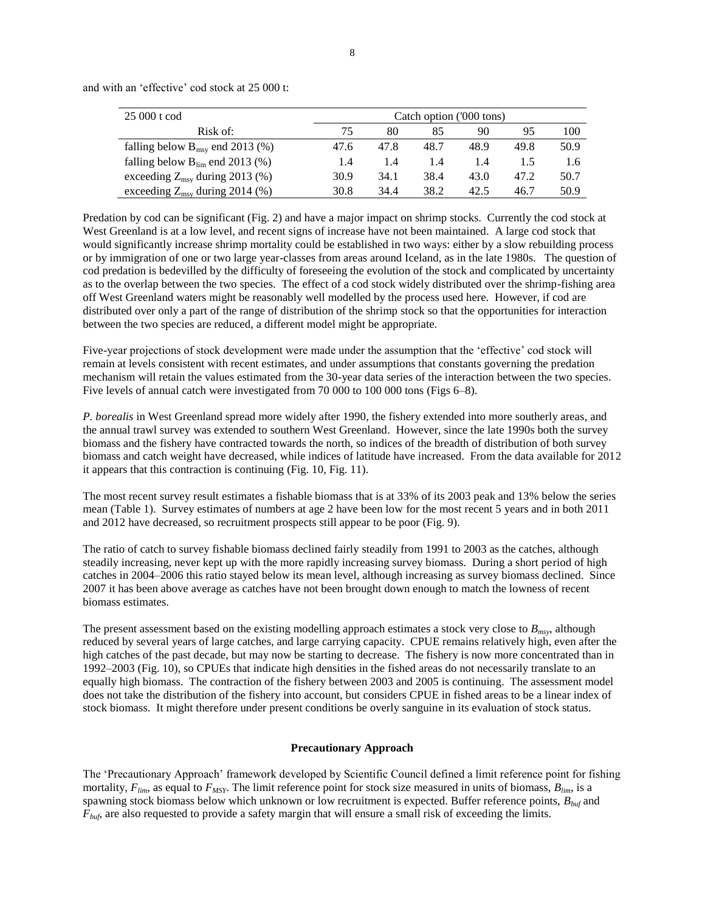and with an 'effective' cod stock at 25 000 t:

| 25 000 t cod | Catch option ('000 tons) | | | | | |
|---|---|---|---|---|---|---|
| Risk of: | 75 | 80 | 85 | 90 | 95 | 100 |
| falling below $B_{msy}$ end 2013 (%) | 47.6 | 47.8 | 48.7 | 48.9 | 49.8 | 50.9 |
| falling below $B_{lim}$ end 2013 (%) | 1.4 | 1.4 | 1.4 | 1.4 | 1.5 | 1.6 |
| exceeding $Z_{msy}$ during 2013 (%) | 30.9 | 34.1 | 38.4 | 43.0 | 47.2 | 50.7 |
| exceeding $Z_{msy}$ during 2014 (%) | 30.8 | 34.4 | 38.2 | 42.5 | 46.7 | 50.9 |

Predation by cod can be significant (Fig. 2) and have a major impact on shrimp stocks. Currently the cod stock at West Greenland is at a low level, and recent signs of increase have not been maintained. A large cod stock that would significantly increase shrimp mortality could be established in two ways: either by a slow rebuilding process or by immigration of one or two large year-classes from areas around Iceland, as in the late 1980s. The question of cod predation is bedevilled by the difficulty of foreseeing the evolution of the stock and complicated by uncertainty as to the overlap between the two species. The effect of a cod stock widely distributed over the shrimp-fishing area off West Greenland waters might be reasonably well modelled by the process used here. However, if cod are distributed over only a part of the range of distribution of the shrimp stock so that the opportunities for interaction between the two species are reduced, a different model might be appropriate.

Five-year projections of stock development were made under the assumption that the 'effective' cod stock will remain at levels consistent with recent estimates, and under assumptions that constants governing the predation mechanism will retain the values estimated from the 30-year data series of the interaction between the two species. Five levels of annual catch were investigated from 70 000 to 100 000 tons (Figs 6–8).

*P. borealis* in West Greenland spread more widely after 1990, the fishery extended into more southerly areas, and the annual trawl survey was extended to southern West Greenland. However, since the late 1990s both the survey biomass and the fishery have contracted towards the north, so indices of the breadth of distribution of both survey biomass and catch weight have decreased, while indices of latitude have increased. From the data available for 2012 it appears that this contraction is continuing (Fig. 10, Fig. 11).

The most recent survey result estimates a fishable biomass that is at 33% of its 2003 peak and 13% below the series mean (Table 1). Survey estimates of numbers at age 2 have been low for the most recent 5 years and in both 2011 and 2012 have decreased, so recruitment prospects still appear to be poor (Fig. 9).

The ratio of catch to survey fishable biomass declined fairly steadily from 1991 to 2003 as the catches, although steadily increasing, never kept up with the more rapidly increasing survey biomass. During a short period of high catches in 2004–2006 this ratio stayed below its mean level, although increasing as survey biomass declined. Since 2007 it has been above average as catches have not been brought down enough to match the lowness of recent biomass estimates.

The present assessment based on the existing modelling approach estimates a stock very close to $B_{msy}$, although reduced by several years of large catches, and large carrying capacity. CPUE remains relatively high, even after the high catches of the past decade, but may now be starting to decrease. The fishery is now more concentrated than in 1992–2003 (Fig. 10), so CPUEs that indicate high densities in the fished areas do not necessarily translate to an equally high biomass. The contraction of the fishery between 2003 and 2005 is continuing. The assessment model does not take the distribution of the fishery into account, but considers CPUE in fished areas to be a linear index of stock biomass. It might therefore under present conditions be overly sanguine in its evaluation of stock status.

## Precautionary Approach

The 'Precautionary Approach' framework developed by Scientific Council defined a limit reference point for fishing mortality, $F_{lim}$, as equal to $F_{MSY}$. The limit reference point for stock size measured in units of biomass, $B_{lim}$, is a spawning stock biomass below which unknown or low recruitment is expected. Buffer reference points, $B_{buf}$ and $F_{buf}$, are also requested to provide a safety margin that will ensure a small risk of exceeding the limits.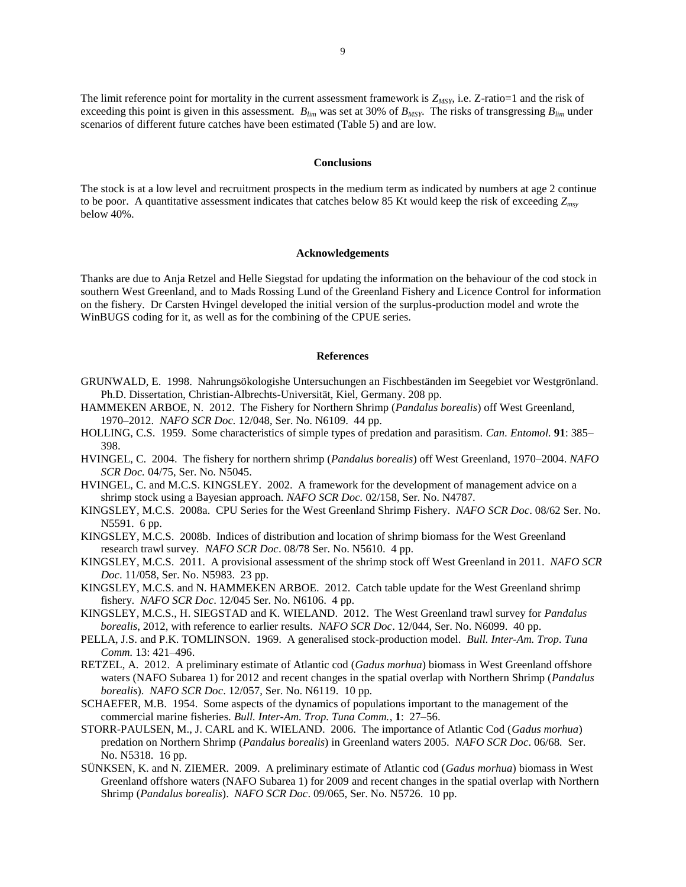The limit reference point for mortality in the current assessment framework is $Z_{MSY}$, i.e. Z-ratio=1 and the risk of exceeding this point is given in this assessment. $B_{lim}$ was set at 30% of $B_{MSY}$. The risks of transgressing $B_{lim}$ under scenarios of different future catches have been estimated (Table 5) and are low.

## Conclusions

The stock is at a low level and recruitment prospects in the medium term as indicated by numbers at age 2 continue to be poor. A quantitative assessment indicates that catches below 85 Kt would keep the risk of exceeding $Z_{msy}$ below 40%.

## Acknowledgements

Thanks are due to Anja Retzel and Helle Siegstad for updating the information on the behaviour of the cod stock in southern West Greenland, and to Mads Rossing Lund of the Greenland Fishery and Licence Control for information on the fishery. Dr Carsten Hvingel developed the initial version of the surplus-production model and wrote the WinBUGS coding for it, as well as for the combining of the CPUE series.

## References

GRUNWALD, E. 1998. Nahrungsökologishe Untersuchungen an Fischbeständen im Seegebiet vor Westgrönland. Ph.D. Dissertation, Christian-Albrechts-Universität, Kiel, Germany. 208 pp.

HAMMEKEN ARBOE, N. 2012. The Fishery for Northern Shrimp (*Pandalus borealis*) off West Greenland, 1970–2012. *NAFO SCR Doc.* 12/048, Ser. No. N6109. 44 pp.

HOLLING, C.S. 1959. Some characteristics of simple types of predation and parasitism. *Can. Entomol.* **91**: 385–398.

HVINGEL, C. 2004. The fishery for northern shrimp (*Pandalus borealis*) off West Greenland, 1970–2004. *NAFO SCR Doc.* 04/75, Ser. No. N5045.

HVINGEL, C. and M.C.S. KINGSLEY. 2002. A framework for the development of management advice on a shrimp stock using a Bayesian approach. *NAFO SCR Doc.* 02/158, Ser. No. N4787.

KINGSLEY, M.C.S. 2008a. CPU Series for the West Greenland Shrimp Fishery. *NAFO SCR Doc*. 08/62 Ser. No. N5591. 6 pp.

KINGSLEY, M.C.S. 2008b. Indices of distribution and location of shrimp biomass for the West Greenland research trawl survey. *NAFO SCR Doc*. 08/78 Ser. No. N5610. 4 pp.

KINGSLEY, M.C.S. 2011. A provisional assessment of the shrimp stock off West Greenland in 2011. *NAFO SCR Doc*. 11/058, Ser. No. N5983. 23 pp.

KINGSLEY, M.C.S. and N. HAMMEKEN ARBOE. 2012. Catch table update for the West Greenland shrimp fishery. *NAFO SCR Doc*. 12/045 Ser. No. N6106. 4 pp.

KINGSLEY, M.C.S., H. SIEGSTAD and K. WIELAND. 2012. The West Greenland trawl survey for *Pandalus borealis*, 2012, with reference to earlier results. *NAFO SCR Doc*. 12/044, Ser. No. N6099. 40 pp.

PELLA, J.S. and P.K. TOMLINSON. 1969. A generalised stock-production model. *Bull. Inter-Am. Trop. Tuna Comm.* 13: 421–496.

RETZEL, A. 2012. A preliminary estimate of Atlantic cod (*Gadus morhua*) biomass in West Greenland offshore waters (NAFO Subarea 1) for 2012 and recent changes in the spatial overlap with Northern Shrimp (*Pandalus borealis*). *NAFO SCR Doc*. 12/057, Ser. No. N6119. 10 pp.

SCHAEFER, M.B. 1954. Some aspects of the dynamics of populations important to the management of the commercial marine fisheries. *Bull. Inter-Am. Trop. Tuna Comm.*, **1**: 27–56.

STORR-PAULSEN, M., J. CARL and K. WIELAND. 2006. The importance of Atlantic Cod (*Gadus morhua*) predation on Northern Shrimp (*Pandalus borealis*) in Greenland waters 2005. *NAFO SCR Doc*. 06/68. Ser. No. N5318. 16 pp.

SÜNKSEN, K. and N. ZIEMER. 2009. A preliminary estimate of Atlantic cod (*Gadus morhua*) biomass in West Greenland offshore waters (NAFO Subarea 1) for 2009 and recent changes in the spatial overlap with Northern Shrimp (*Pandalus borealis*). *NAFO SCR Doc*. 09/065, Ser. No. N5726. 10 pp.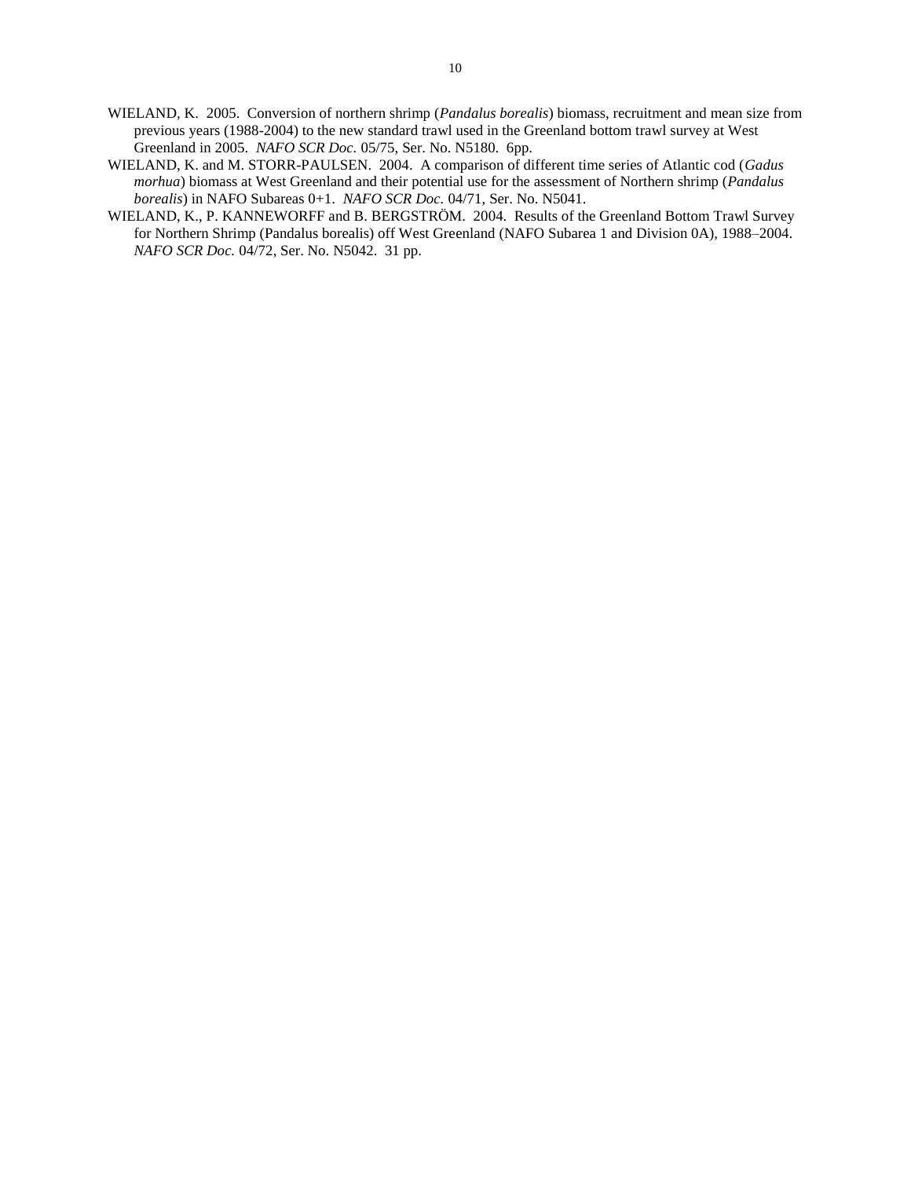WIELAND, K. 2005. Conversion of northern shrimp (*Pandalus borealis*) biomass, recruitment and mean size from previous years (1988-2004) to the new standard trawl used in the Greenland bottom trawl survey at West Greenland in 2005. *NAFO SCR Doc.* 05/75, Ser. No. N5180. 6pp.

WIELAND, K. and M. STORR-PAULSEN. 2004. A comparison of different time series of Atlantic cod (*Gadus morhua*) biomass at West Greenland and their potential use for the assessment of Northern shrimp (*Pandalus borealis*) in NAFO Subareas 0+1. *NAFO SCR Doc.* 04/71, Ser. No. N5041.

WIELAND, K., P. KANNEWORFF and B. BERGSTRÖM. 2004. Results of the Greenland Bottom Trawl Survey for Northern Shrimp (Pandalus borealis) off West Greenland (NAFO Subarea 1 and Division 0A), 1988–2004. *NAFO SCR Doc.* 04/72, Ser. No. N5042. 31 pp.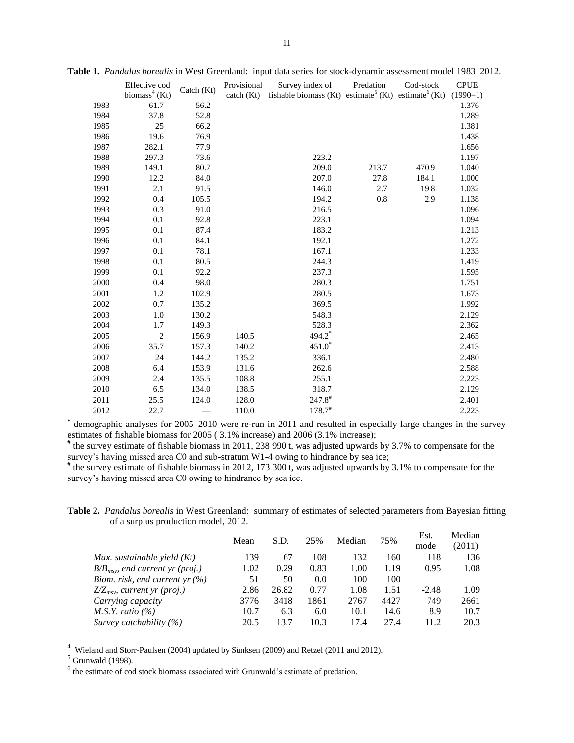**Table 1.** *Pandalus borealis* in West Greenland: input data series for stock-dynamic assessment model 1983–2012.

| | Effective cod biomass[4] (Kt) | Catch (Kt) | Provisional catch (Kt) | Survey index of fishable biomass (Kt) | Predation estimate[5] (Kt) | Cod-stock estimate[6] (Kt) | CPUE (1990=1) |
|---|---|---|---|---|---|---|---|
| 1983 | 61.7 | 56.2 | | | | | 1.376 |
| 1984 | 37.8 | 52.8 | | | | | 1.289 |
| 1985 | 25 | 66.2 | | | | | 1.381 |
| 1986 | 19.6 | 76.9 | | | | | 1.438 |
| 1987 | 282.1 | 77.9 | | | | | 1.656 |
| 1988 | 297.3 | 73.6 | | 223.2 | | | 1.197 |
| 1989 | 149.1 | 80.7 | | 209.0 | 213.7 | 470.9 | 1.040 |
| 1990 | 12.2 | 84.0 | | 207.0 | 27.8 | 184.1 | 1.000 |
| 1991 | 2.1 | 91.5 | | 146.0 | 2.7 | 19.8 | 1.032 |
| 1992 | 0.4 | 105.5 | | 194.2 | 0.8 | 2.9 | 1.138 |
| 1993 | 0.3 | 91.0 | | 216.5 | | | 1.096 |
| 1994 | 0.1 | 92.8 | | 223.1 | | | 1.094 |
| 1995 | 0.1 | 87.4 | | 183.2 | | | 1.213 |
| 1996 | 0.1 | 84.1 | | 192.1 | | | 1.272 |
| 1997 | 0.1 | 78.1 | | 167.1 | | | 1.233 |
| 1998 | 0.1 | 80.5 | | 244.3 | | | 1.419 |
| 1999 | 0.1 | 92.2 | | 237.3 | | | 1.595 |
| 2000 | 0.4 | 98.0 | | 280.3 | | | 1.751 |
| 2001 | 1.2 | 102.9 | | 280.5 | | | 1.673 |
| 2002 | 0.7 | 135.2 | | 369.5 | | | 1.992 |
| 2003 | 1.0 | 130.2 | | 548.3 | | | 2.129 |
| 2004 | 1.7 | 149.3 | | 528.3 | | | 2.362 |
| 2005 | 2 | 156.9 | 140.5 | 494.2* | | | 2.465 |
| 2006 | 35.7 | 157.3 | 140.2 | 451.0* | | | 2.413 |
| 2007 | 24 | 144.2 | 135.2 | 336.1 | | | 2.480 |
| 2008 | 6.4 | 153.9 | 131.6 | 262.6 | | | 2.588 |
| 2009 | 2.4 | 135.5 | 108.8 | 255.1 | | | 2.223 |
| 2010 | 6.5 | 134.0 | 138.5 | 318.7 | | | 2.129 |
| 2011 | 25.5 | 124.0 | 128.0 | 247.8# | | | 2.401 |
| 2012 | 22.7 | — | 110.0 | 178.7# | | | 2.223 |

\* demographic analyses for 2005–2010 were re-run in 2011 and resulted in especially large changes in the survey estimates of fishable biomass for 2005 ( 3.1% increase) and 2006 (3.1% increase);

\# the survey estimate of fishable biomass in 2011, 238 990 t, was adjusted upwards by 3.7% to compensate for the survey's having missed area C0 and sub-stratum W1-4 owing to hindrance by sea ice;

\# the survey estimate of fishable biomass in 2012, 173 300 t, was adjusted upwards by 3.1% to compensate for the survey's having missed area C0 owing to hindrance by sea ice.

**Table 2.** *Pandalus borealis* in West Greenland: summary of estimates of selected parameters from Bayesian fitting of a surplus production model, 2012.

| | Mean | S.D. | 25% | Median | 75% | Est. mode | Median (2011) |
|---|---|---|---|---|---|---|---|
| *Max. sustainable yield (Kt)* | 139 | 67 | 108 | 132 | 160 | 118 | 136 |
| *$B/B_{msy}$, end current yr (proj.)* | 1.02 | 0.29 | 0.83 | 1.00 | 1.19 | 0.95 | 1.08 |
| *Biom. risk, end current yr (%)* | 51 | 50 | 0.0 | 100 | 100 | — | — |
| *$Z/Z_{msy}$, current yr (proj.)* | 2.86 | 26.82 | 0.77 | 1.08 | 1.51 | -2.48 | 1.09 |
| *Carrying capacity* | 3776 | 3418 | 1861 | 2767 | 4427 | 749 | 2661 |
| *M.S.Y. ratio (%)* | 10.7 | 6.3 | 6.0 | 10.1 | 14.6 | 8.9 | 10.7 |
| *Survey catchability (%)* | 20.5 | 13.7 | 10.3 | 17.4 | 27.4 | 11.2 | 20.3 |

[4] Wieland and Storr-Paulsen (2004) updated by Sünksen (2009) and Retzel (2011 and 2012).

[5] Grunwald (1998).

[6] the estimate of cod stock biomass associated with Grunwald's estimate of predation.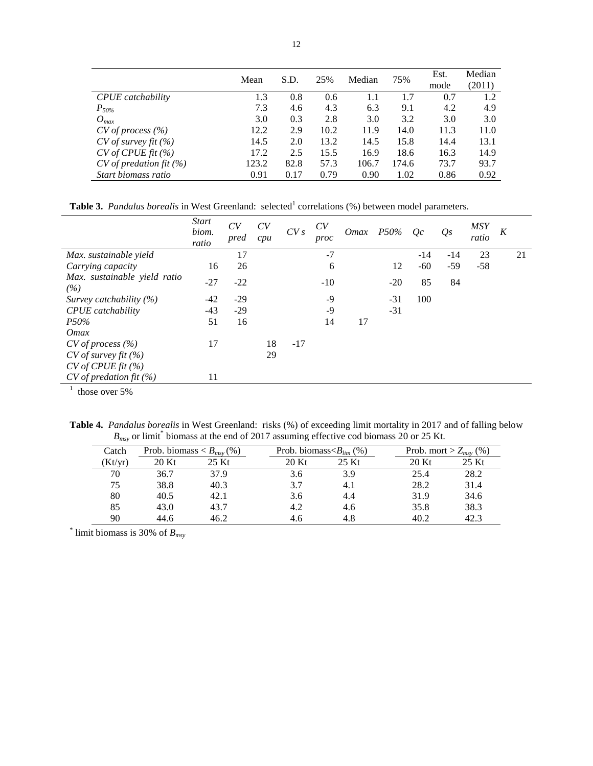|  | Mean | S.D. | 25% | Median | 75% | Est. mode | Median (2011) |
|---|---|---|---|---|---|---|---|
| *CPUE catchability* | 1.3 | 0.8 | 0.6 | 1.1 | 1.7 | 0.7 | 1.2 |
| $P_{50\%}$ | 7.3 | 4.6 | 4.3 | 6.3 | 9.1 | 4.2 | 4.9 |
| $O_{max}$ | 3.0 | 0.3 | 2.8 | 3.0 | 3.2 | 3.0 | 3.0 |
| *CV of process (%)* | 12.2 | 2.9 | 10.2 | 11.9 | 14.0 | 11.3 | 11.0 |
| *CV of survey fit (%)* | 14.5 | 2.0 | 13.2 | 14.5 | 15.8 | 14.4 | 13.1 |
| *CV of CPUE fit (%)* | 17.2 | 2.5 | 15.5 | 16.9 | 18.6 | 16.3 | 14.9 |
| *CV of predation fit (%)* | 123.2 | 82.8 | 57.3 | 106.7 | 174.6 | 73.7 | 93.7 |
| *Start biomass ratio* | 0.91 | 0.17 | 0.79 | 0.90 | 1.02 | 0.86 | 0.92 |

**Table 3.** *Pandalus borealis* in West Greenland: selected[1] correlations (%) between model parameters.

|  | *Start biom. ratio* | *CV pred* | *CV cpu* | *CV s* | *CV proc* | *Omax* | *P50%* | *Qc* | *Qs* | *MSY ratio* | *K* |
|---|---|---|---|---|---|---|---|---|---|---|---|
| *Max. sustainable yield* |  | 17 |  |  | -7 |  |  | -14 | -14 | 23 | 21 |
| *Carrying capacity* | 16 | 26 |  |  | 6 |  | 12 | -60 | -59 | -58 |  |
| *Max. sustainable yield ratio (%)* | -27 | -22 |  |  | -10 |  | -20 | 85 | 84 |  |  |
| *Survey catchability (%)* | -42 | -29 |  |  | -9 |  | -31 | 100 |  |  |  |
| *CPUE catchability* | -43 | -29 |  |  | -9 |  | -31 |  |  |  |  |
| *P50%* | 51 | 16 |  |  | 14 | 17 |  |  |  |  |  |
| *Omax* |  |  |  |  |  |  |  |  |  |  |  |
| *CV of process (%)* | 17 |  | 18 | -17 |  |  |  |  |  |  |  |
| *CV of survey fit (%)* |  |  | 29 |  |  |  |  |  |  |  |  |
| *CV of CPUE fit (%)* |  |  |  |  |  |  |  |  |  |  |  |
| *CV of predation fit (%)* | 11 |  |  |  |  |  |  |  |  |  |  |

[1] those over 5%

**Table 4.** *Pandalus borealis* in West Greenland: risks (%) of exceeding limit mortality in 2017 and of falling below $B_{msy}$ or limit[*] biomass at the end of 2017 assuming effective cod biomass 20 or 25 Kt.

| Catch | Prob. biomass < $B_{msy}$ (%) |  | Prob. biomass< $B_{lim}$ (%) |  | Prob. mort > $Z_{msy}$ (%) |  |
|---|---|---|---|---|---|---|
| (Kt/yr) | 20 Kt | 25 Kt | 20 Kt | 25 Kt | 20 Kt | 25 Kt |
| 70 | 36.7 | 37.9 | 3.6 | 3.9 | 25.4 | 28.2 |
| 75 | 38.8 | 40.3 | 3.7 | 4.1 | 28.2 | 31.4 |
| 80 | 40.5 | 42.1 | 3.6 | 4.4 | 31.9 | 34.6 |
| 85 | 43.0 | 43.7 | 4.2 | 4.6 | 35.8 | 38.3 |
| 90 | 44.6 | 46.2 | 4.6 | 4.8 | 40.2 | 42.3 |

[*] limit biomass is 30% of $B_{msy}$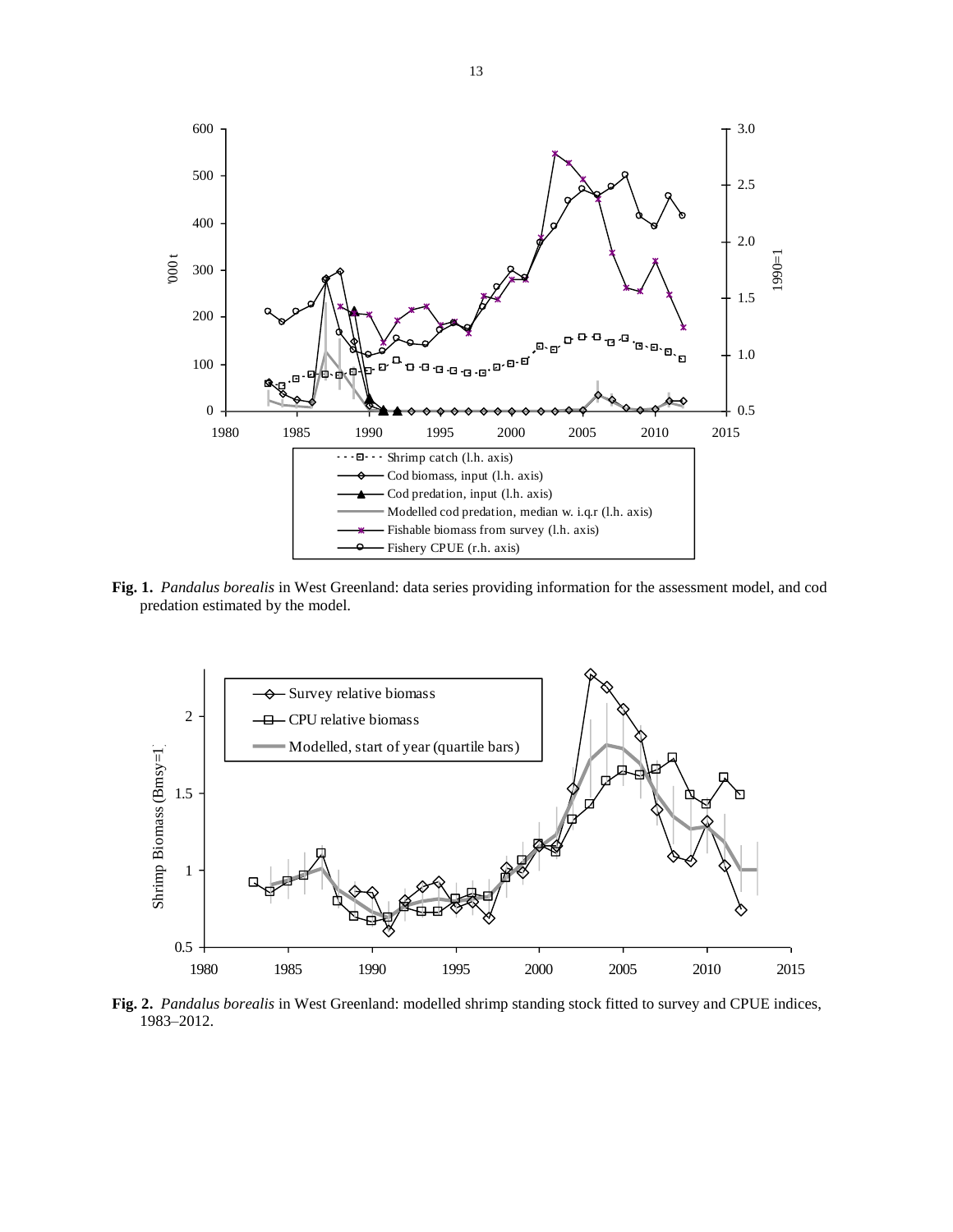**Fig. 1.** *Pandalus borealis* in West Greenland: data series providing information for the assessment model, and cod predation estimated by the model.

**Fig. 2.** *Pandalus borealis* in West Greenland: modelled shrimp standing stock fitted to survey and CPUE indices, 1983–2012.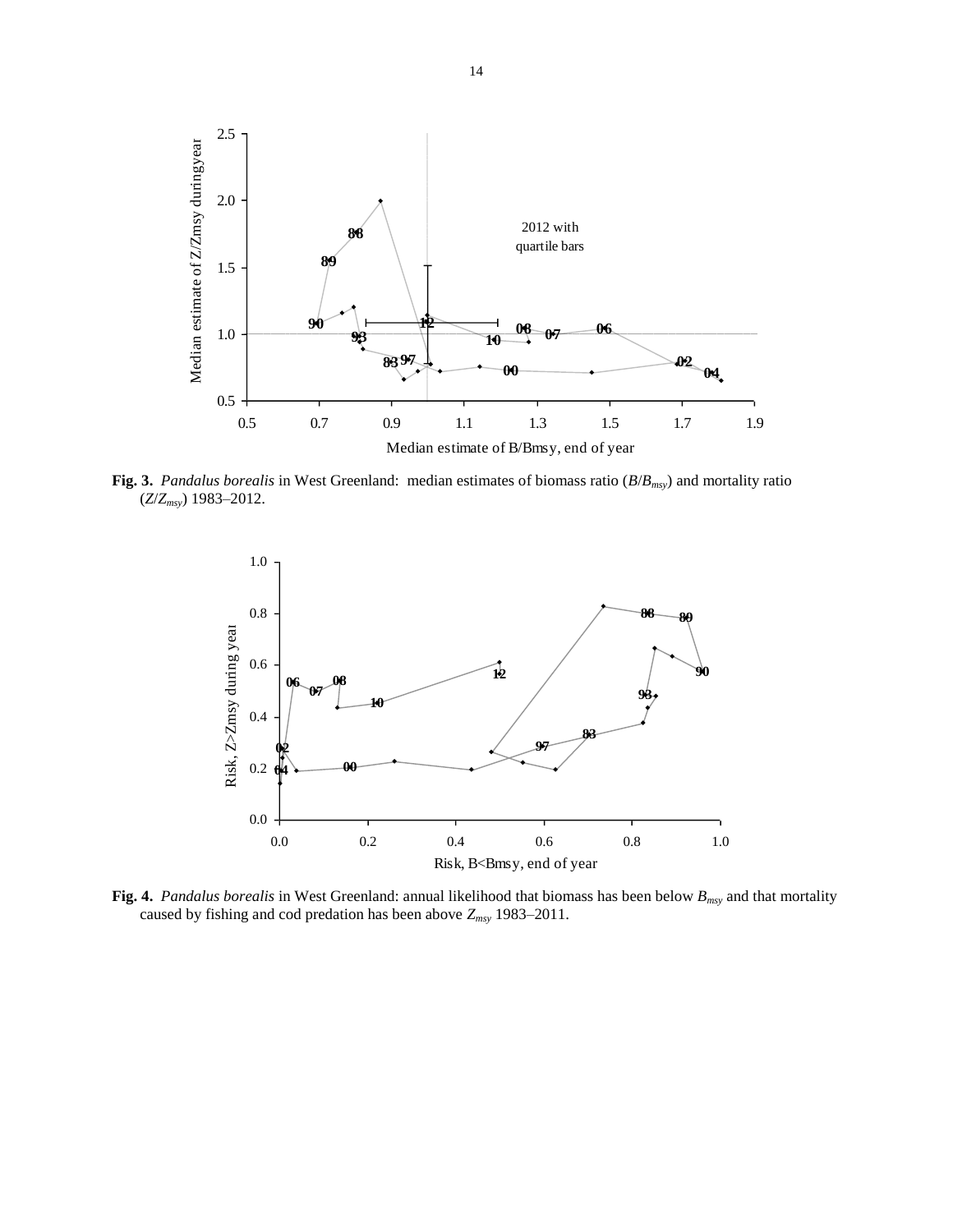**Fig. 3.** *Pandalus borealis* in West Greenland: median estimates of biomass ratio ($B/B_{msy}$) and mortality ratio ($Z/Z_{msy}$) 1983–2012.

**Fig. 4.** *Pandalus borealis* in West Greenland: annual likelihood that biomass has been below $B_{msy}$ and that mortality caused by fishing and cod predation has been above $Z_{msy}$ 1983–2011.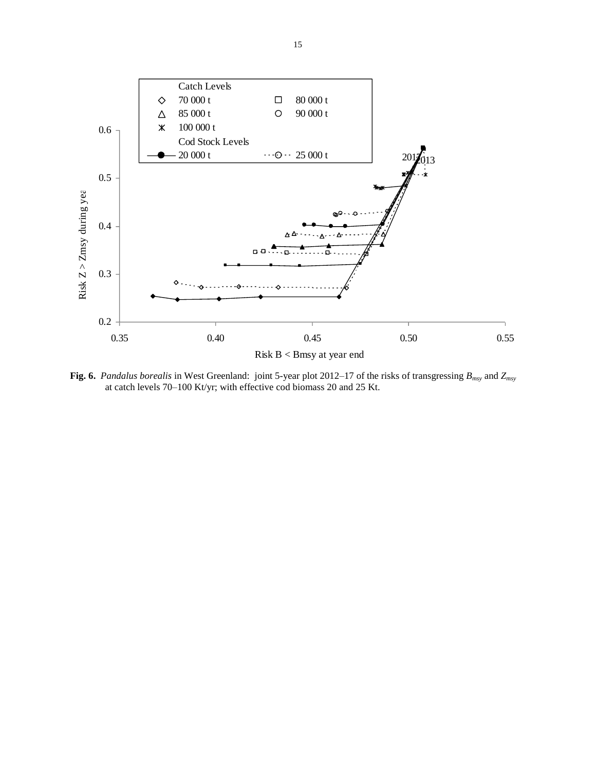**Fig. 6.** *Pandalus borealis* in West Greenland: joint 5-year plot 2012–17 of the risks of transgressing $B_{msy}$ and $Z_{msy}$ at catch levels 70–100 Kt/yr; with effective cod biomass 20 and 25 Kt.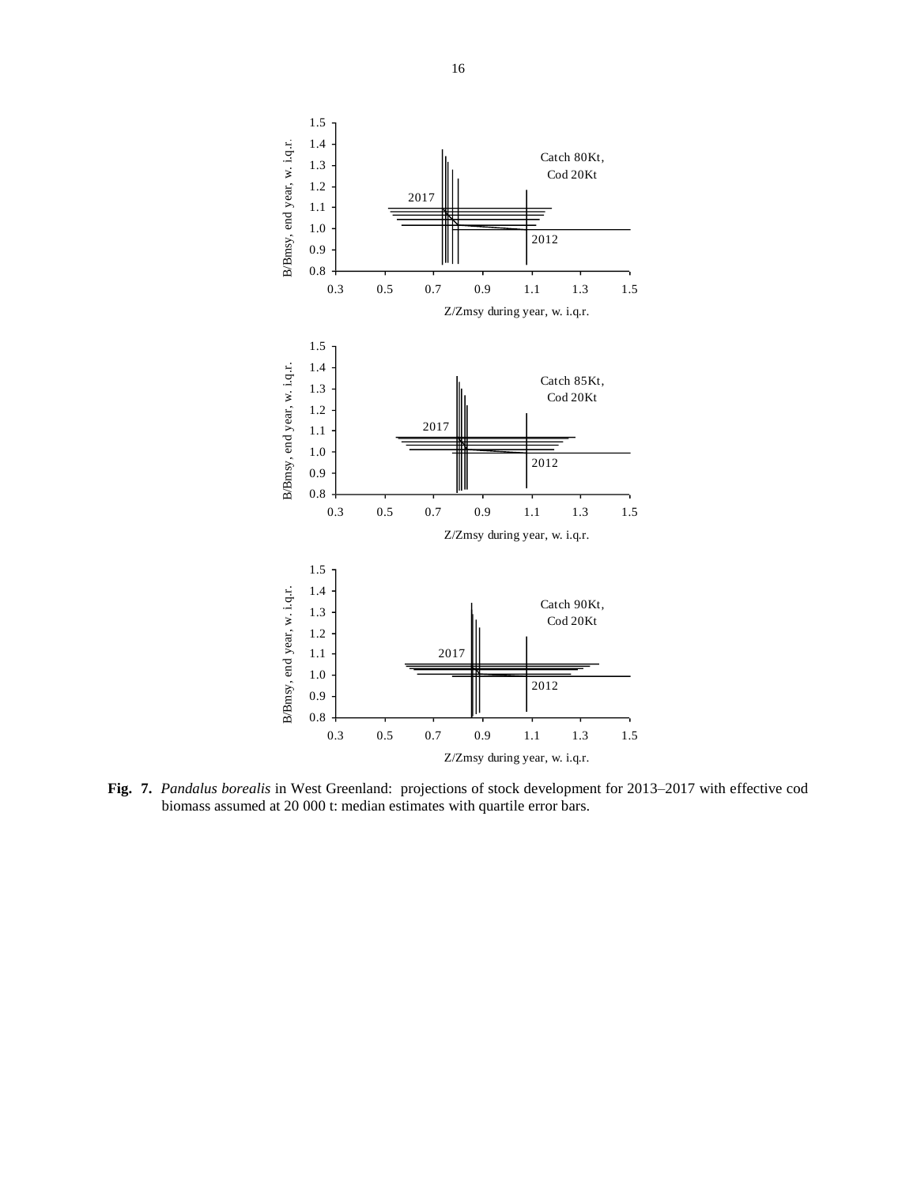**Fig. 7.** *Pandalus borealis* in West Greenland: projections of stock development for 2013–2017 with effective cod biomass assumed at 20 000 t: median estimates with quartile error bars.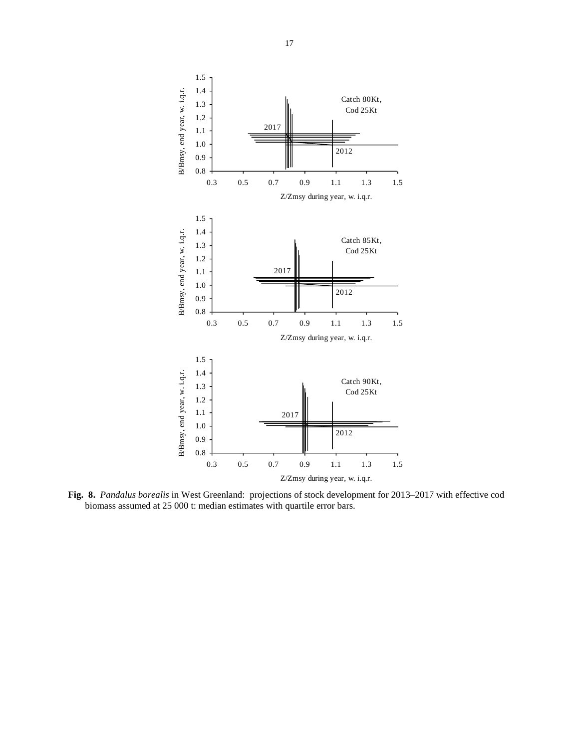**Fig. 8.** *Pandalus borealis* in West Greenland: projections of stock development for 2013–2017 with effective cod biomass assumed at 25 000 t: median estimates with quartile error bars.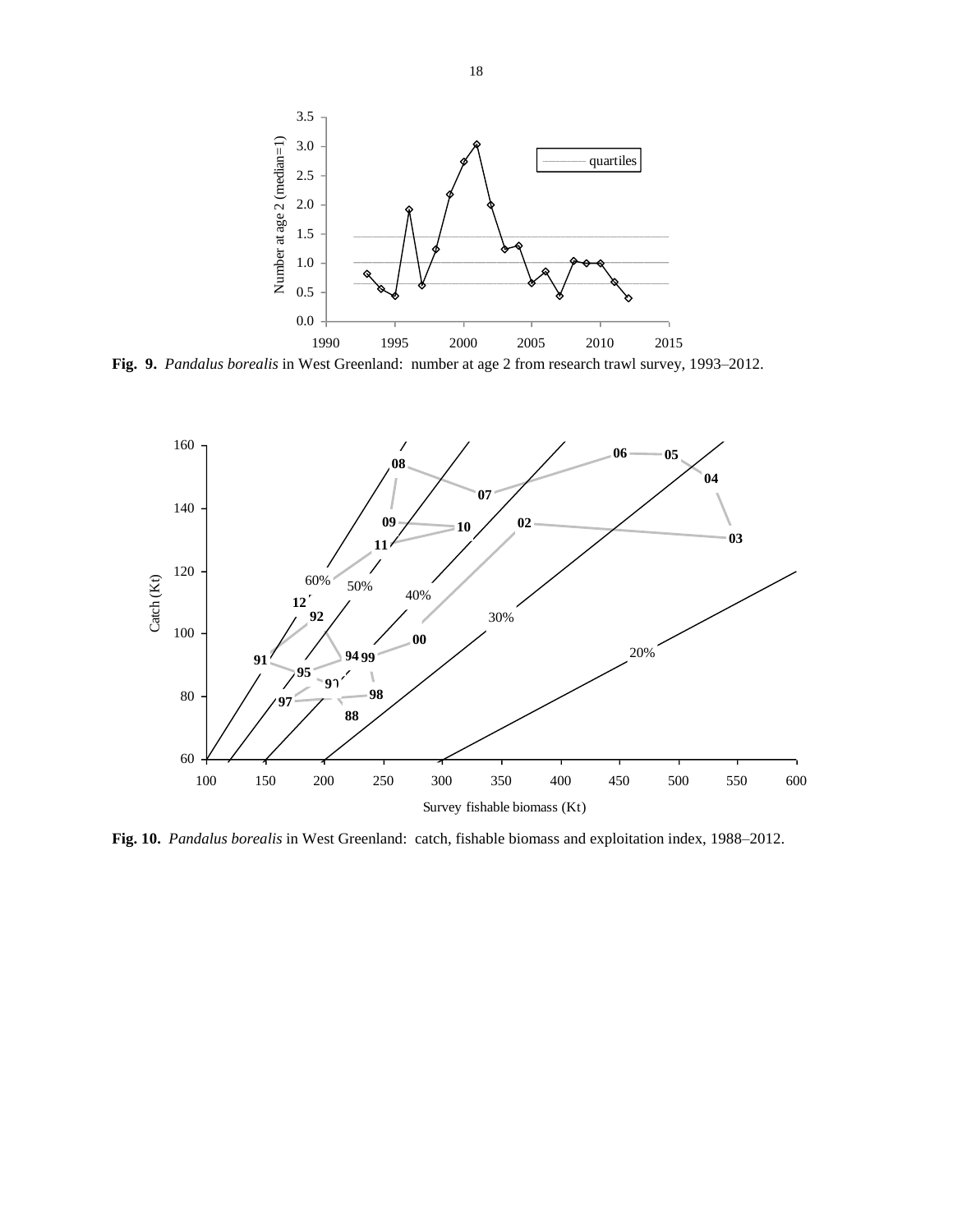**Fig. 9.** *Pandalus borealis* in West Greenland: number at age 2 from research trawl survey, 1993–2012.

**Fig. 10.** *Pandalus borealis* in West Greenland: catch, fishable biomass and exploitation index, 1988–2012.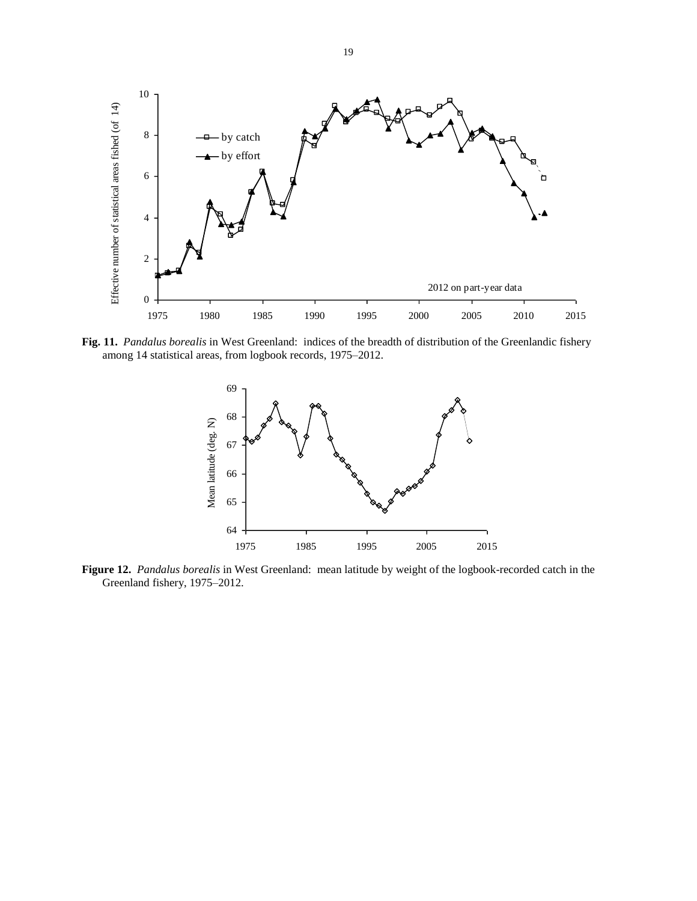**Fig. 11.** *Pandalus borealis* in West Greenland: indices of the breadth of distribution of the Greenlandic fishery among 14 statistical areas, from logbook records, 1975–2012.

**Figure 12.** *Pandalus borealis* in West Greenland: mean latitude by weight of the logbook-recorded catch in the Greenland fishery, 1975–2012.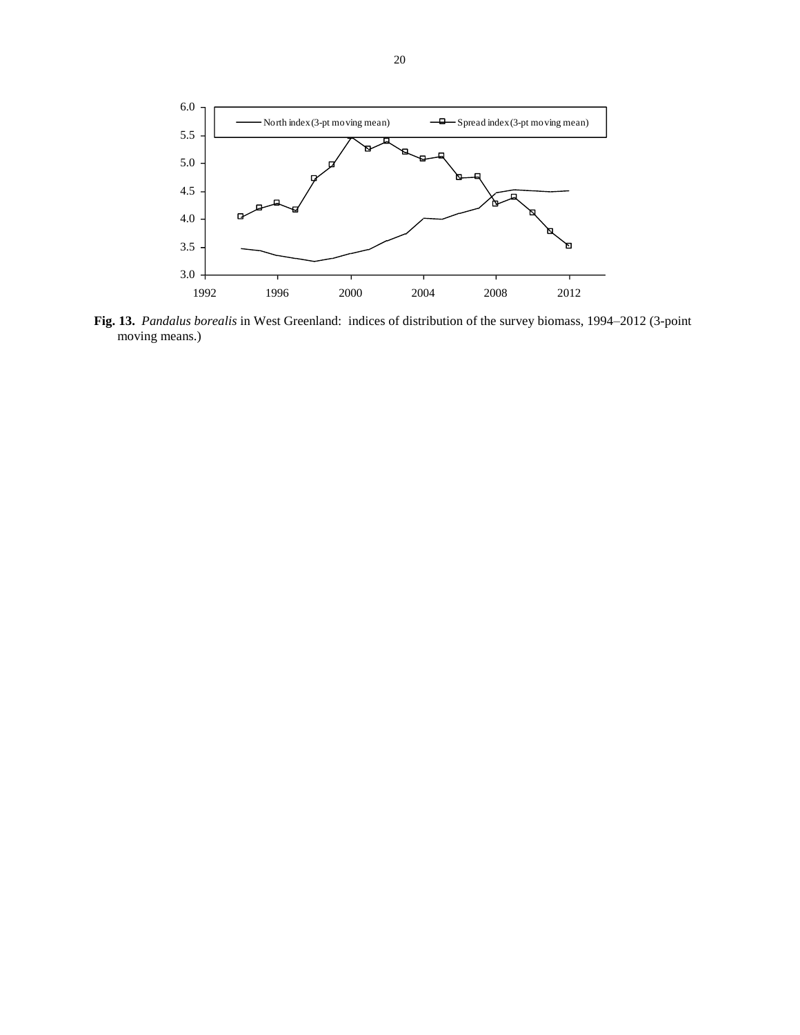**Fig. 13.** *Pandalus borealis* in West Greenland: indices of distribution of the survey biomass, 1994–2012 (3-point moving means.)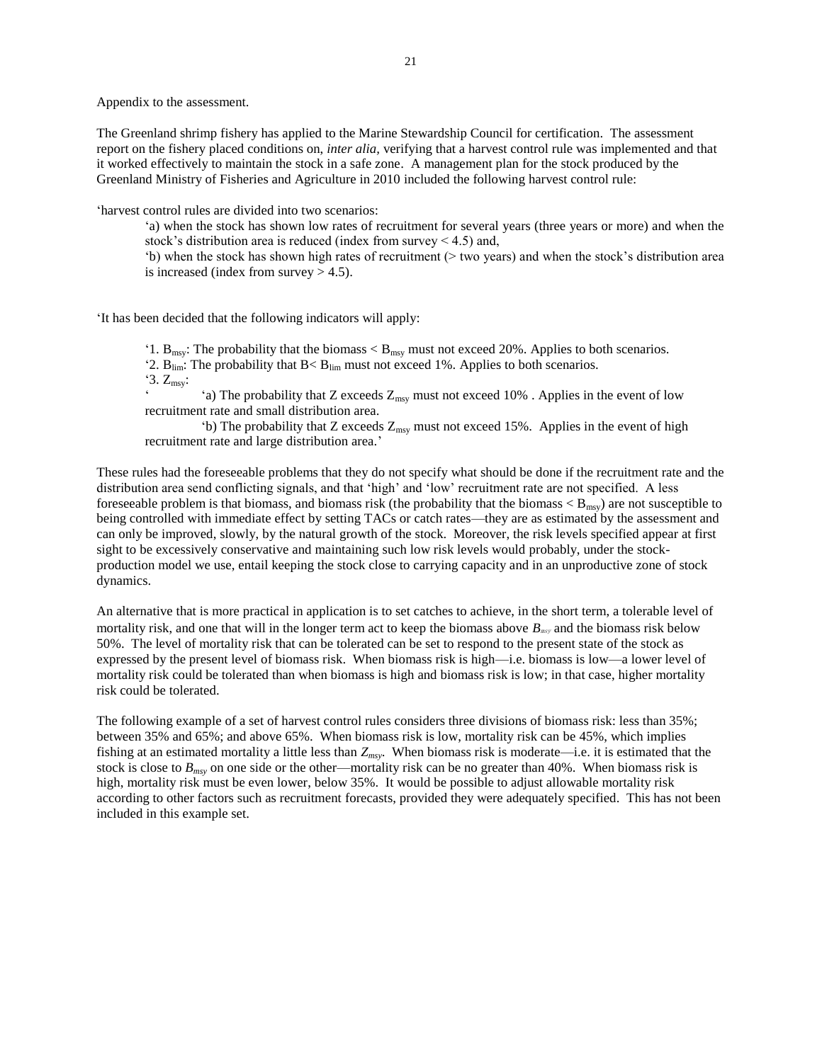Appendix to the assessment.

The Greenland shrimp fishery has applied to the Marine Stewardship Council for certification. The assessment report on the fishery placed conditions on, *inter alia,* verifying that a harvest control rule was implemented and that it worked effectively to maintain the stock in a safe zone. A management plan for the stock produced by the Greenland Ministry of Fisheries and Agriculture in 2010 included the following harvest control rule:

'harvest control rules are divided into two scenarios:

> 'a) when the stock has shown low rates of recruitment for several years (three years or more) and when the stock's distribution area is reduced (index from survey < 4.5) and,
>
> 'b) when the stock has shown high rates of recruitment (> two years) and when the stock's distribution area is increased (index from survey > 4.5).

'It has been decided that the following indicators will apply:

> '1. $B_{msy}$: The probability that the biomass < $B_{msy}$ must not exceed 20%. Applies to both scenarios.
>
> '2. $B_{lim}$: The probability that $B < B_{lim}$ must not exceed 1%. Applies to both scenarios.
>
> '3. $Z_{msy}$:
>
> ' 'a) The probability that Z exceeds $Z_{msy}$ must not exceed 10% . Applies in the event of low recruitment rate and small distribution area.
>
> 'b) The probability that Z exceeds $Z_{msy}$ must not exceed 15%. Applies in the event of high recruitment rate and large distribution area.'

These rules had the foreseeable problems that they do not specify what should be done if the recruitment rate and the distribution area send conflicting signals, and that 'high' and 'low' recruitment rate are not specified. A less foreseeable problem is that biomass, and biomass risk (the probability that the biomass < $B_{msy}$) are not susceptible to being controlled with immediate effect by setting TACs or catch rates—they are as estimated by the assessment and can only be improved, slowly, by the natural growth of the stock. Moreover, the risk levels specified appear at first sight to be excessively conservative and maintaining such low risk levels would probably, under the stock-production model we use, entail keeping the stock close to carrying capacity and in an unproductive zone of stock dynamics.

An alternative that is more practical in application is to set catches to achieve, in the short term, a tolerable level of mortality risk, and one that will in the longer term act to keep the biomass above $B_{msy}$ and the biomass risk below 50%. The level of mortality risk that can be tolerated can be set to respond to the present state of the stock as expressed by the present level of biomass risk. When biomass risk is high—i.e. biomass is low—a lower level of mortality risk could be tolerated than when biomass is high and biomass risk is low; in that case, higher mortality risk could be tolerated.

The following example of a set of harvest control rules considers three divisions of biomass risk: less than 35%; between 35% and 65%; and above 65%. When biomass risk is low, mortality risk can be 45%, which implies fishing at an estimated mortality a little less than $Z_{msy}$. When biomass risk is moderate—i.e. it is estimated that the stock is close to $B_{msy}$ on one side or the other—mortality risk can be no greater than 40%. When biomass risk is high, mortality risk must be even lower, below 35%. It would be possible to adjust allowable mortality risk according to other factors such as recruitment forecasts, provided they were adequately specified. This has not been included in this example set.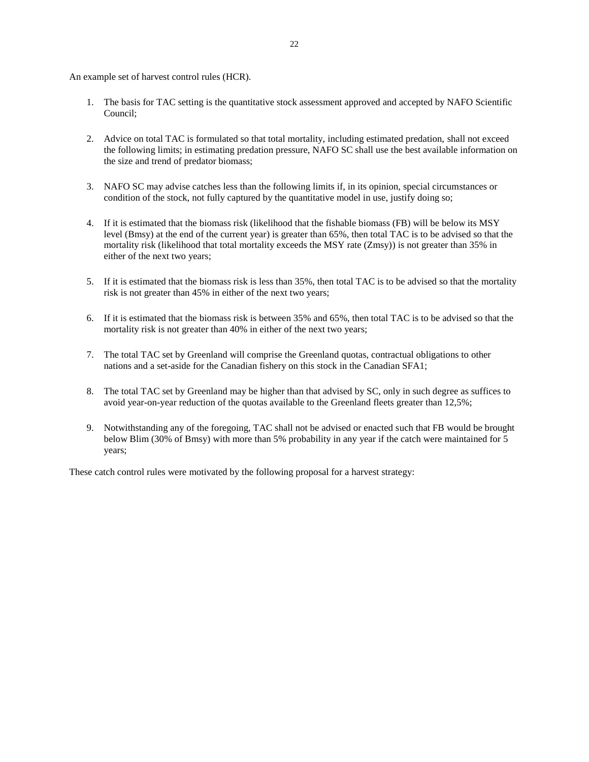An example set of harvest control rules (HCR).

1. The basis for TAC setting is the quantitative stock assessment approved and accepted by NAFO Scientific Council;

2. Advice on total TAC is formulated so that total mortality, including estimated predation, shall not exceed the following limits; in estimating predation pressure, NAFO SC shall use the best available information on the size and trend of predator biomass;

3. NAFO SC may advise catches less than the following limits if, in its opinion, special circumstances or condition of the stock, not fully captured by the quantitative model in use, justify doing so;

4. If it is estimated that the biomass risk (likelihood that the fishable biomass (FB) will be below its MSY level (Bmsy) at the end of the current year) is greater than 65%, then total TAC is to be advised so that the mortality risk (likelihood that total mortality exceeds the MSY rate (Zmsy)) is not greater than 35% in either of the next two years;

5. If it is estimated that the biomass risk is less than 35%, then total TAC is to be advised so that the mortality risk is not greater than 45% in either of the next two years;

6. If it is estimated that the biomass risk is between 35% and 65%, then total TAC is to be advised so that the mortality risk is not greater than 40% in either of the next two years;

7. The total TAC set by Greenland will comprise the Greenland quotas, contractual obligations to other nations and a set-aside for the Canadian fishery on this stock in the Canadian SFA1;

8. The total TAC set by Greenland may be higher than that advised by SC, only in such degree as suffices to avoid year-on-year reduction of the quotas available to the Greenland fleets greater than 12,5%;

9. Notwithstanding any of the foregoing, TAC shall not be advised or enacted such that FB would be brought below Blim (30% of Bmsy) with more than 5% probability in any year if the catch were maintained for 5 years;

These catch control rules were motivated by the following proposal for a harvest strategy: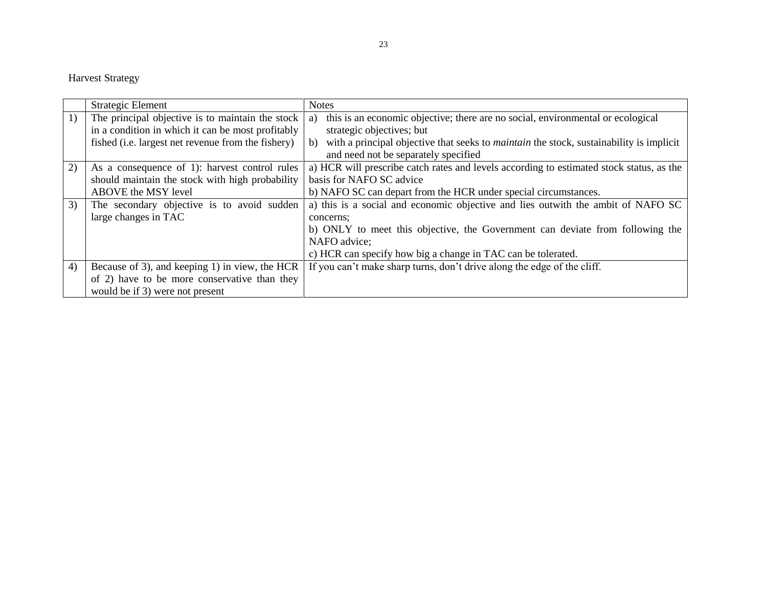Harvest Strategy

| | Strategic Element | Notes |
|---|---|---|
| 1) | The principal objective is to maintain the stock in a condition in which it can be most profitably fished (i.e. largest net revenue from the fishery) | a) this is an economic objective; there are no social, environmental or ecological strategic objectives; but<br>b) with a principal objective that seeks to *maintain* the stock, sustainability is implicit and need not be separately specified |
| 2) | As a consequence of 1): harvest control rules should maintain the stock with high probability ABOVE the MSY level | a) HCR will prescribe catch rates and levels according to estimated stock status, as the basis for NAFO SC advice<br>b) NAFO SC can depart from the HCR under special circumstances. |
| 3) | The secondary objective is to avoid sudden large changes in TAC | a) this is a social and economic objective and lies outwith the ambit of NAFO SC concerns;<br>b) ONLY to meet this objective, the Government can deviate from following the NAFO advice;<br>c) HCR can specify how big a change in TAC can be tolerated. |
| 4) | Because of 3), and keeping 1) in view, the HCR of 2) have to be more conservative than they would be if 3) were not present | If you can't make sharp turns, don't drive along the edge of the cliff. |